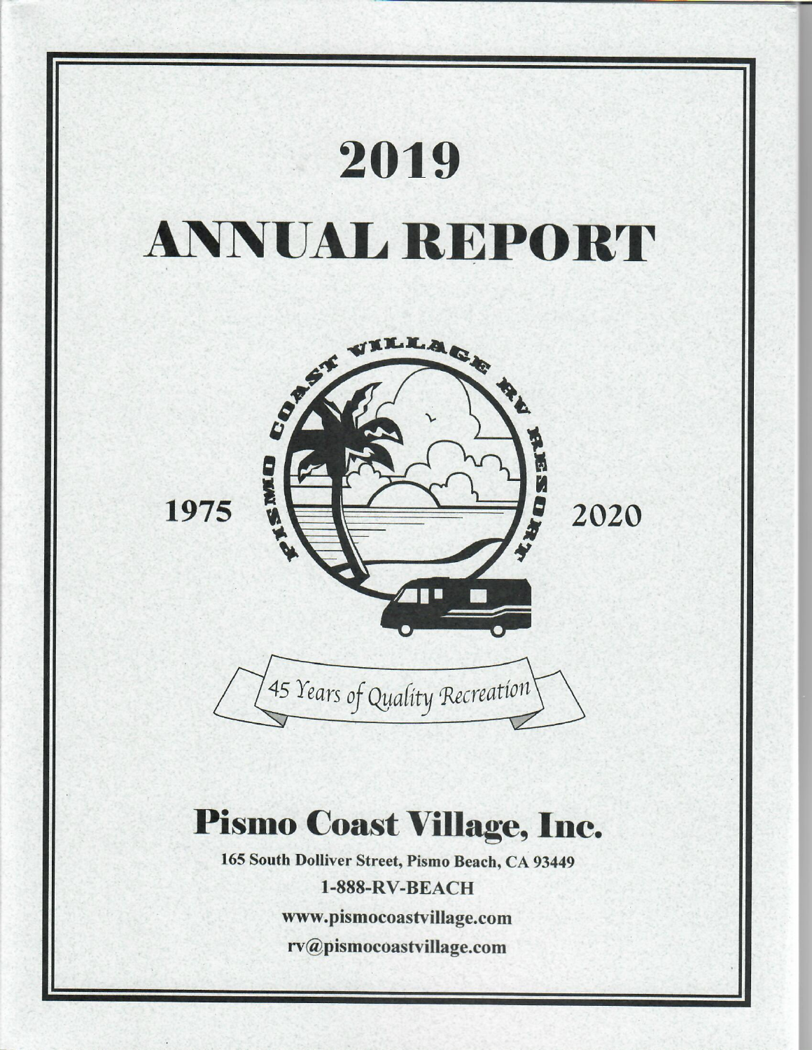# 2019

# ANNUAL REPORT

1975 2020

45 Years of Quality Recreation

## Pismo Coast Village, Inc.

**165 South Dolliver Street, Pismo Beach, CA 93449**

**1-888-RV-BEACH**

**www.pismocoastvillage.com**

**rv@pismocoastvillage.com**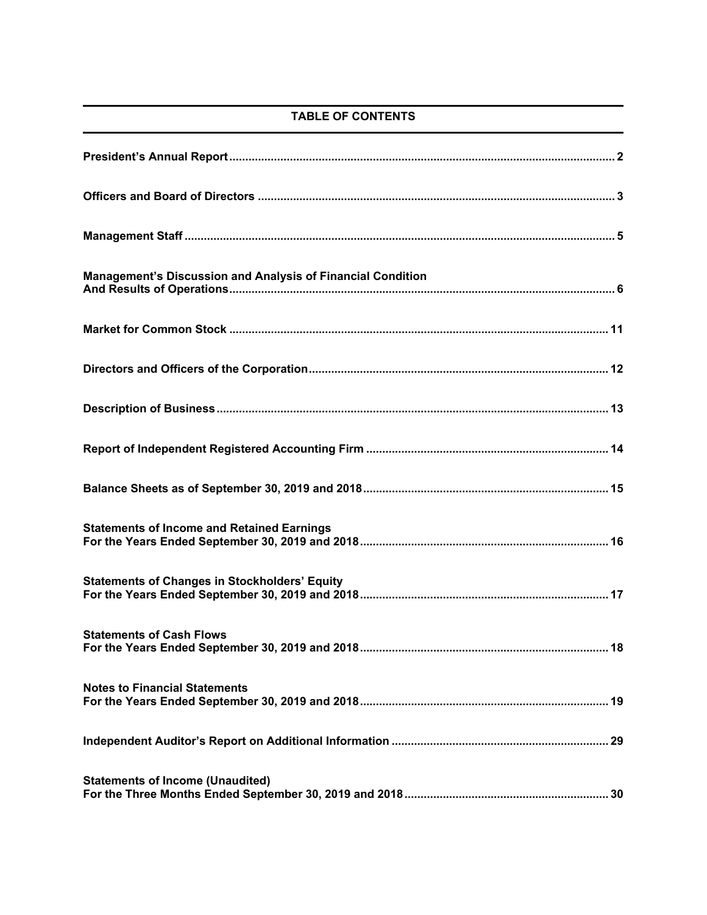## TABLE OF CONTENTS

| | |
|---|---|
| **President's Annual Report** | **2** |
| **Officers and Board of Directors** | **3** |
| **Management Staff** | **5** |
| **Management's Discussion and Analysis of Financial Condition And Results of Operations** | **6** |
| **Market for Common Stock** | **11** |
| **Directors and Officers of the Corporation** | **12** |
| **Description of Business** | **13** |
| **Report of Independent Registered Accounting Firm** | **14** |
| **Balance Sheets as of September 30, 2019 and 2018** | **15** |
| **Statements of Income and Retained Earnings For the Years Ended September 30, 2019 and 2018** | **16** |
| **Statements of Changes in Stockholders' Equity For the Years Ended September 30, 2019 and 2018** | **17** |
| **Statements of Cash Flows For the Years Ended September 30, 2019 and 2018** | **18** |
| **Notes to Financial Statements For the Years Ended September 30, 2019 and 2018** | **19** |
| **Independent Auditor's Report on Additional Information** | **29** |
| **Statements of Income (Unaudited) For the Three Months Ended September 30, 2019 and 2018** | **30** |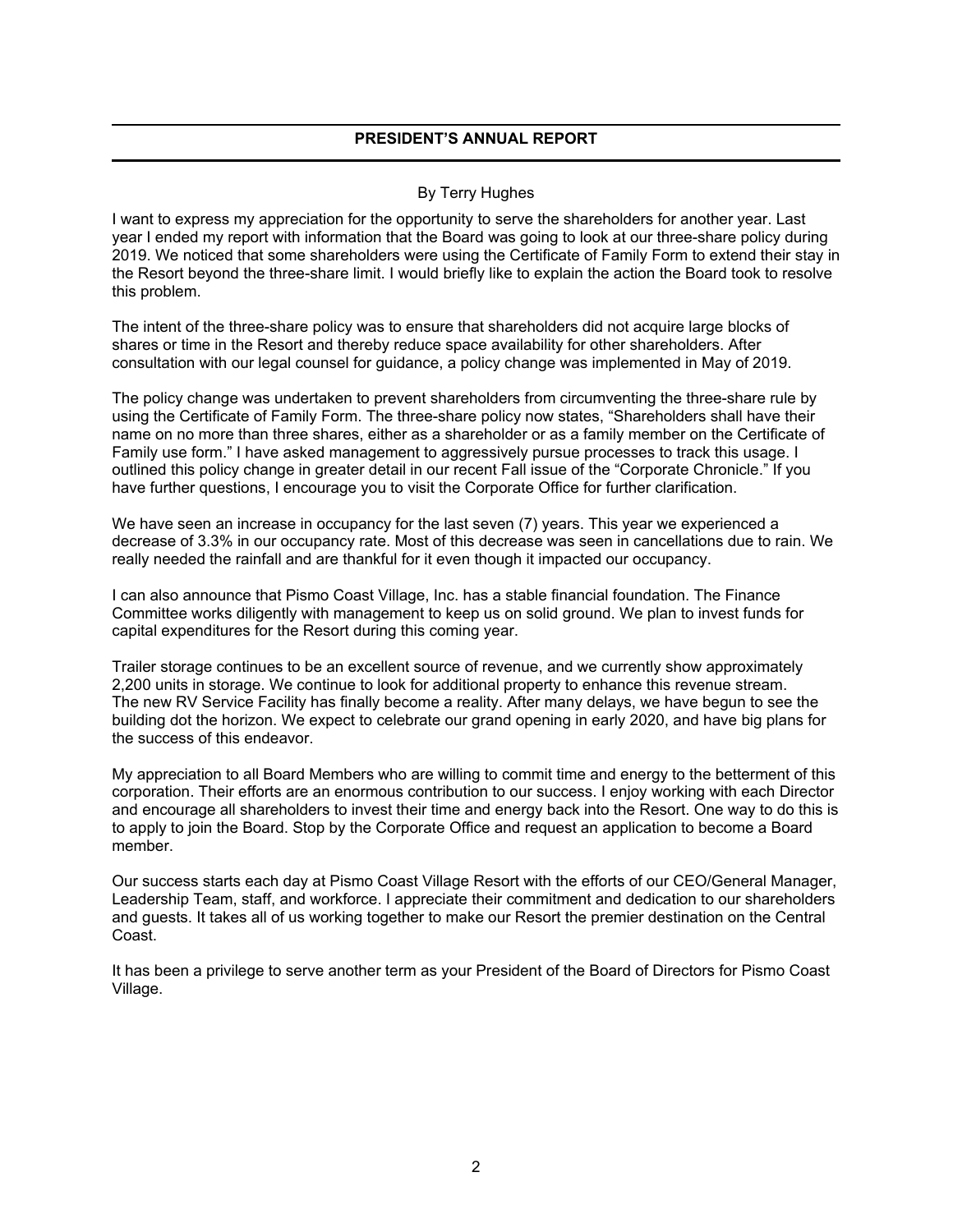# PRESIDENT'S ANNUAL REPORT

By Terry Hughes

I want to express my appreciation for the opportunity to serve the shareholders for another year. Last year I ended my report with information that the Board was going to look at our three-share policy during 2019. We noticed that some shareholders were using the Certificate of Family Form to extend their stay in the Resort beyond the three-share limit. I would briefly like to explain the action the Board took to resolve this problem.

The intent of the three-share policy was to ensure that shareholders did not acquire large blocks of shares or time in the Resort and thereby reduce space availability for other shareholders. After consultation with our legal counsel for guidance, a policy change was implemented in May of 2019.

The policy change was undertaken to prevent shareholders from circumventing the three-share rule by using the Certificate of Family Form. The three-share policy now states, "Shareholders shall have their name on no more than three shares, either as a shareholder or as a family member on the Certificate of Family use form." I have asked management to aggressively pursue processes to track this usage. I outlined this policy change in greater detail in our recent Fall issue of the "Corporate Chronicle." If you have further questions, I encourage you to visit the Corporate Office for further clarification.

We have seen an increase in occupancy for the last seven (7) years. This year we experienced a decrease of 3.3% in our occupancy rate. Most of this decrease was seen in cancellations due to rain. We really needed the rainfall and are thankful for it even though it impacted our occupancy.

I can also announce that Pismo Coast Village, Inc. has a stable financial foundation. The Finance Committee works diligently with management to keep us on solid ground. We plan to invest funds for capital expenditures for the Resort during this coming year.

Trailer storage continues to be an excellent source of revenue, and we currently show approximately 2,200 units in storage. We continue to look for additional property to enhance this revenue stream. The new RV Service Facility has finally become a reality. After many delays, we have begun to see the building dot the horizon. We expect to celebrate our grand opening in early 2020, and have big plans for the success of this endeavor.

My appreciation to all Board Members who are willing to commit time and energy to the betterment of this corporation. Their efforts are an enormous contribution to our success. I enjoy working with each Director and encourage all shareholders to invest their time and energy back into the Resort. One way to do this is to apply to join the Board. Stop by the Corporate Office and request an application to become a Board member.

Our success starts each day at Pismo Coast Village Resort with the efforts of our CEO/General Manager, Leadership Team, staff, and workforce. I appreciate their commitment and dedication to our shareholders and guests. It takes all of us working together to make our Resort the premier destination on the Central Coast.

It has been a privilege to serve another term as your President of the Board of Directors for Pismo Coast Village.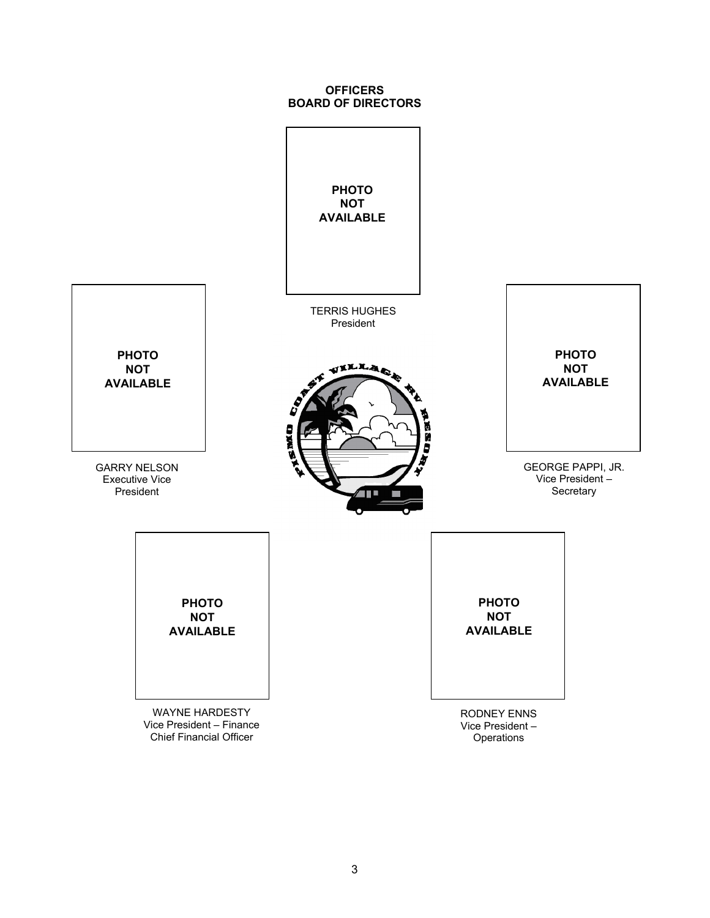**OFFICERS**
**BOARD OF DIRECTORS**

**PHOTO NOT AVAILABLE**

TERRIS HUGHES
President

**PHOTO NOT AVAILABLE**

GARRY NELSON
Executive Vice President

**PHOTO NOT AVAILABLE**

GEORGE PAPPI, JR.
Vice President – Secretary

**PHOTO NOT AVAILABLE**

WAYNE HARDESTY
Vice President – Finance
Chief Financial Officer

**PHOTO NOT AVAILABLE**

RODNEY ENNS
Vice President – Operations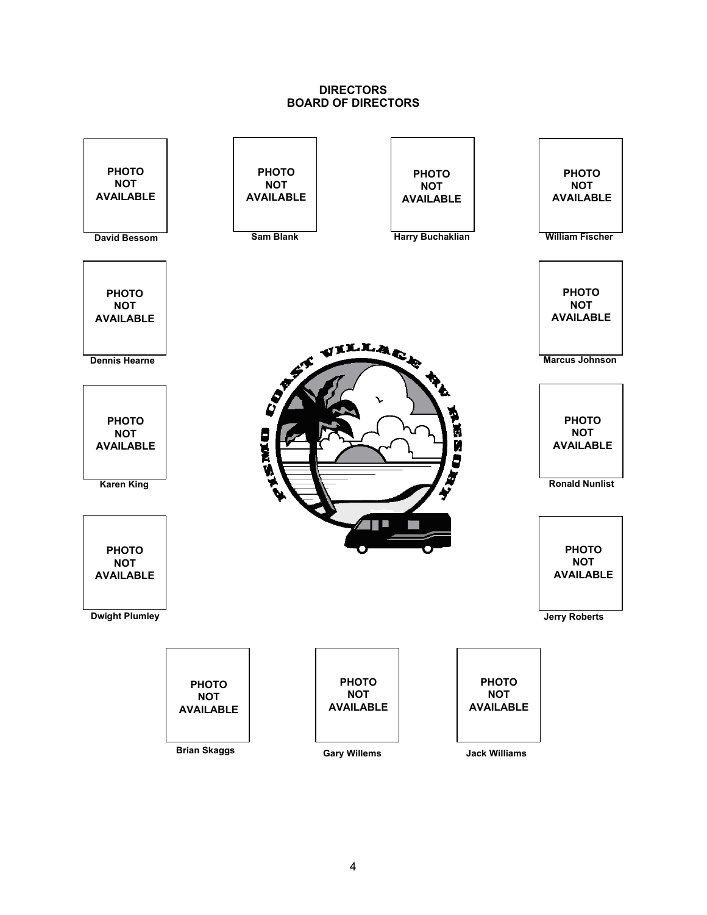**DIRECTORS**
**BOARD OF DIRECTORS**

PHOTO NOT AVAILABLE

**David Bessom**

PHOTO NOT AVAILABLE

**Sam Blank**

PHOTO NOT AVAILABLE

**Harry Buchaklian**

PHOTO NOT AVAILABLE

**William Fischer**

PHOTO NOT AVAILABLE

**Dennis Hearne**

PHOTO NOT AVAILABLE

**Marcus Johnson**

PHOTO NOT AVAILABLE

**Karen King**

PHOTO NOT AVAILABLE

**Ronald Nunlist**

PHOTO NOT AVAILABLE

**Dwight Plumley**

PHOTO NOT AVAILABLE

**Jerry Roberts**

PHOTO NOT AVAILABLE

**Brian Skaggs**

PHOTO NOT AVAILABLE

**Gary Willems**

PHOTO NOT AVAILABLE

**Jack Williams**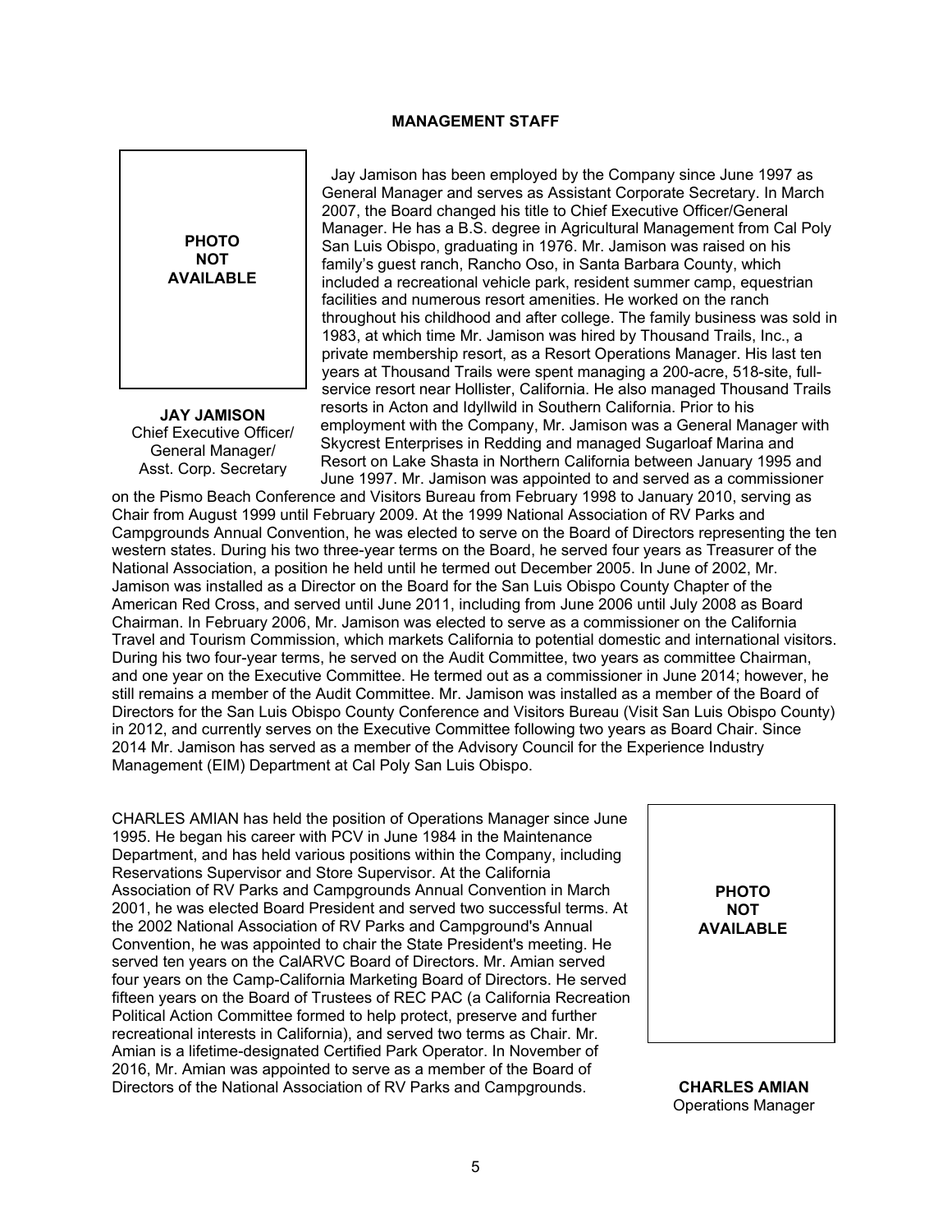## MANAGEMENT STAFF

PHOTO NOT AVAILABLE

**JAY JAMISON**
Chief Executive Officer/ General Manager/ Asst. Corp. Secretary

Jay Jamison has been employed by the Company since June 1997 as General Manager and serves as Assistant Corporate Secretary. In March 2007, the Board changed his title to Chief Executive Officer/General Manager. He has a B.S. degree in Agricultural Management from Cal Poly San Luis Obispo, graduating in 1976. Mr. Jamison was raised on his family's guest ranch, Rancho Oso, in Santa Barbara County, which included a recreational vehicle park, resident summer camp, equestrian facilities and numerous resort amenities. He worked on the ranch throughout his childhood and after college. The family business was sold in 1983, at which time Mr. Jamison was hired by Thousand Trails, Inc., a private membership resort, as a Resort Operations Manager. His last ten years at Thousand Trails were spent managing a 200-acre, 518-site, full-service resort near Hollister, California. He also managed Thousand Trails resorts in Acton and Idyllwild in Southern California. Prior to his employment with the Company, Mr. Jamison was a General Manager with Skycrest Enterprises in Redding and managed Sugarloaf Marina and Resort on Lake Shasta in Northern California between January 1995 and June 1997. Mr. Jamison was appointed to and served as a commissioner on the Pismo Beach Conference and Visitors Bureau from February 1998 to January 2010, serving as Chair from August 1999 until February 2009. At the 1999 National Association of RV Parks and Campgrounds Annual Convention, he was elected to serve on the Board of Directors representing the ten western states. During his two three-year terms on the Board, he served four years as Treasurer of the National Association, a position he held until he termed out December 2005. In June of 2002, Mr. Jamison was installed as a Director on the Board for the San Luis Obispo County Chapter of the American Red Cross, and served until June 2011, including from June 2006 until July 2008 as Board Chairman. In February 2006, Mr. Jamison was elected to serve as a commissioner on the California Travel and Tourism Commission, which markets California to potential domestic and international visitors. During his two four-year terms, he served on the Audit Committee, two years as committee Chairman, and one year on the Executive Committee. He termed out as a commissioner in June 2014; however, he still remains a member of the Audit Committee. Mr. Jamison was installed as a member of the Board of Directors for the San Luis Obispo County Conference and Visitors Bureau (Visit San Luis Obispo County) in 2012, and currently serves on the Executive Committee following two years as Board Chair. Since 2014 Mr. Jamison has served as a member of the Advisory Council for the Experience Industry Management (EIM) Department at Cal Poly San Luis Obispo.

CHARLES AMIAN has held the position of Operations Manager since June 1995. He began his career with PCV in June 1984 in the Maintenance Department, and has held various positions within the Company, including Reservations Supervisor and Store Supervisor. At the California Association of RV Parks and Campgrounds Annual Convention in March 2001, he was elected Board President and served two successful terms. At the 2002 National Association of RV Parks and Campground's Annual Convention, he was appointed to chair the State President's meeting. He served ten years on the CalARVC Board of Directors. Mr. Amian served four years on the Camp-California Marketing Board of Directors. He served fifteen years on the Board of Trustees of REC PAC (a California Recreation Political Action Committee formed to help protect, preserve and further recreational interests in California), and served two terms as Chair. Mr. Amian is a lifetime-designated Certified Park Operator. In November of 2016, Mr. Amian was appointed to serve as a member of the Board of Directors of the National Association of RV Parks and Campgrounds.

PHOTO NOT AVAILABLE

**CHARLES AMIAN**
Operations Manager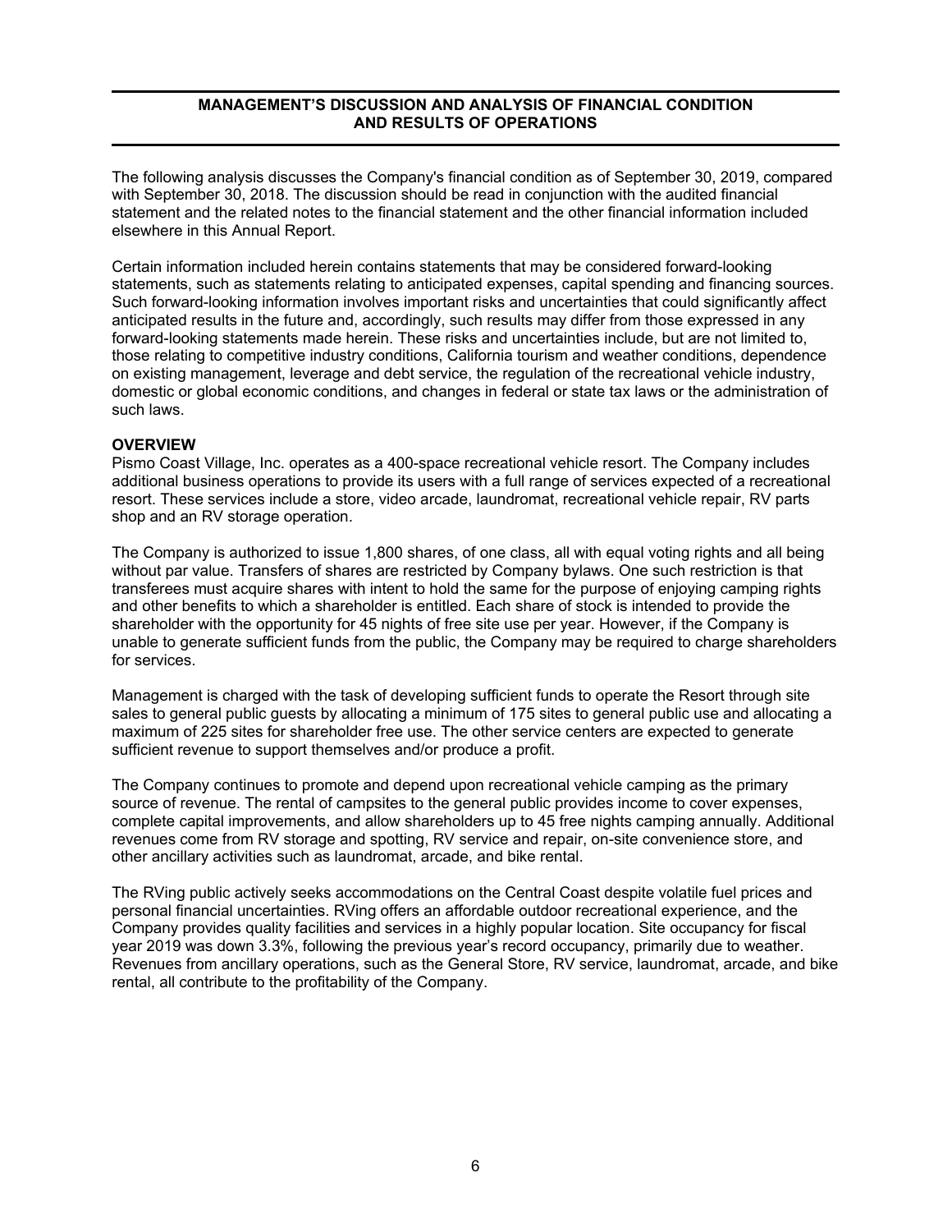# MANAGEMENT'S DISCUSSION AND ANALYSIS OF FINANCIAL CONDITION AND RESULTS OF OPERATIONS

The following analysis discusses the Company's financial condition as of September 30, 2019, compared with September 30, 2018. The discussion should be read in conjunction with the audited financial statement and the related notes to the financial statement and the other financial information included elsewhere in this Annual Report.

Certain information included herein contains statements that may be considered forward-looking statements, such as statements relating to anticipated expenses, capital spending and financing sources. Such forward-looking information involves important risks and uncertainties that could significantly affect anticipated results in the future and, accordingly, such results may differ from those expressed in any forward-looking statements made herein. These risks and uncertainties include, but are not limited to, those relating to competitive industry conditions, California tourism and weather conditions, dependence on existing management, leverage and debt service, the regulation of the recreational vehicle industry, domestic or global economic conditions, and changes in federal or state tax laws or the administration of such laws.

**OVERVIEW**

Pismo Coast Village, Inc. operates as a 400-space recreational vehicle resort. The Company includes additional business operations to provide its users with a full range of services expected of a recreational resort. These services include a store, video arcade, laundromat, recreational vehicle repair, RV parts shop and an RV storage operation.

The Company is authorized to issue 1,800 shares, of one class, all with equal voting rights and all being without par value. Transfers of shares are restricted by Company bylaws. One such restriction is that transferees must acquire shares with intent to hold the same for the purpose of enjoying camping rights and other benefits to which a shareholder is entitled. Each share of stock is intended to provide the shareholder with the opportunity for 45 nights of free site use per year. However, if the Company is unable to generate sufficient funds from the public, the Company may be required to charge shareholders for services.

Management is charged with the task of developing sufficient funds to operate the Resort through site sales to general public guests by allocating a minimum of 175 sites to general public use and allocating a maximum of 225 sites for shareholder free use. The other service centers are expected to generate sufficient revenue to support themselves and/or produce a profit.

The Company continues to promote and depend upon recreational vehicle camping as the primary source of revenue. The rental of campsites to the general public provides income to cover expenses, complete capital improvements, and allow shareholders up to 45 free nights camping annually. Additional revenues come from RV storage and spotting, RV service and repair, on-site convenience store, and other ancillary activities such as laundromat, arcade, and bike rental.

The RVing public actively seeks accommodations on the Central Coast despite volatile fuel prices and personal financial uncertainties. RVing offers an affordable outdoor recreational experience, and the Company provides quality facilities and services in a highly popular location. Site occupancy for fiscal year 2019 was down 3.3%, following the previous year's record occupancy, primarily due to weather. Revenues from ancillary operations, such as the General Store, RV service, laundromat, arcade, and bike rental, all contribute to the profitability of the Company.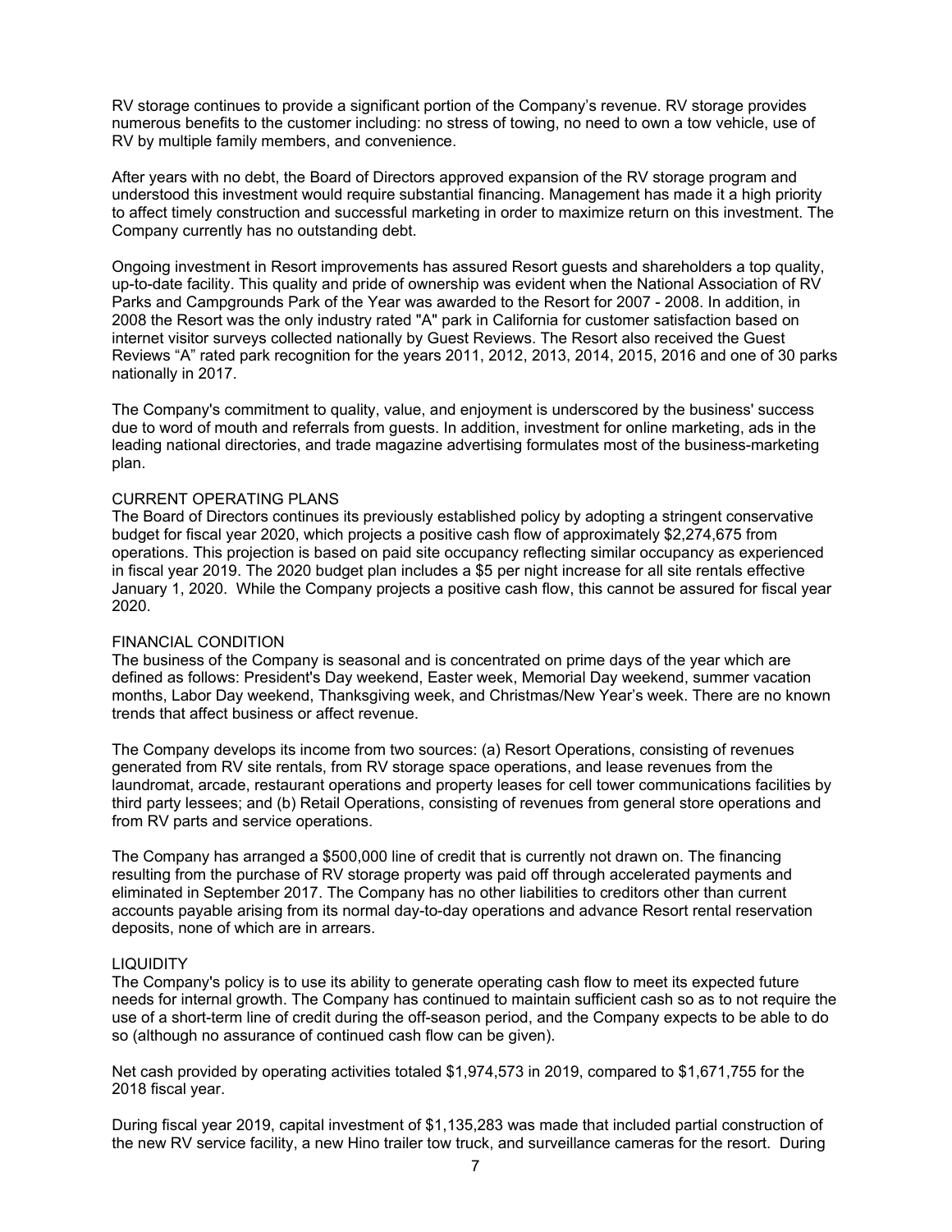RV storage continues to provide a significant portion of the Company's revenue. RV storage provides numerous benefits to the customer including: no stress of towing, no need to own a tow vehicle, use of RV by multiple family members, and convenience.

After years with no debt, the Board of Directors approved expansion of the RV storage program and understood this investment would require substantial financing. Management has made it a high priority to affect timely construction and successful marketing in order to maximize return on this investment. The Company currently has no outstanding debt.

Ongoing investment in Resort improvements has assured Resort guests and shareholders a top quality, up-to-date facility. This quality and pride of ownership was evident when the National Association of RV Parks and Campgrounds Park of the Year was awarded to the Resort for 2007 - 2008. In addition, in 2008 the Resort was the only industry rated "A" park in California for customer satisfaction based on internet visitor surveys collected nationally by Guest Reviews. The Resort also received the Guest Reviews "A" rated park recognition for the years 2011, 2012, 2013, 2014, 2015, 2016 and one of 30 parks nationally in 2017.

The Company's commitment to quality, value, and enjoyment is underscored by the business' success due to word of mouth and referrals from guests. In addition, investment for online marketing, ads in the leading national directories, and trade magazine advertising formulates most of the business-marketing plan.

## CURRENT OPERATING PLANS

The Board of Directors continues its previously established policy by adopting a stringent conservative budget for fiscal year 2020, which projects a positive cash flow of approximately $2,274,675 from operations. This projection is based on paid site occupancy reflecting similar occupancy as experienced in fiscal year 2019. The 2020 budget plan includes a $5 per night increase for all site rentals effective January 1, 2020. While the Company projects a positive cash flow, this cannot be assured for fiscal year 2020.

## FINANCIAL CONDITION

The business of the Company is seasonal and is concentrated on prime days of the year which are defined as follows: President's Day weekend, Easter week, Memorial Day weekend, summer vacation months, Labor Day weekend, Thanksgiving week, and Christmas/New Year's week. There are no known trends that affect business or affect revenue.

The Company develops its income from two sources: (a) Resort Operations, consisting of revenues generated from RV site rentals, from RV storage space operations, and lease revenues from the laundromat, arcade, restaurant operations and property leases for cell tower communications facilities by third party lessees; and (b) Retail Operations, consisting of revenues from general store operations and from RV parts and service operations.

The Company has arranged a $500,000 line of credit that is currently not drawn on. The financing resulting from the purchase of RV storage property was paid off through accelerated payments and eliminated in September 2017. The Company has no other liabilities to creditors other than current accounts payable arising from its normal day-to-day operations and advance Resort rental reservation deposits, none of which are in arrears.

## LIQUIDITY

The Company's policy is to use its ability to generate operating cash flow to meet its expected future needs for internal growth. The Company has continued to maintain sufficient cash so as to not require the use of a short-term line of credit during the off-season period, and the Company expects to be able to do so (although no assurance of continued cash flow can be given).

Net cash provided by operating activities totaled $1,974,573 in 2019, compared to $1,671,755 for the 2018 fiscal year.

During fiscal year 2019, capital investment of $1,135,283 was made that included partial construction of the new RV service facility, a new Hino trailer tow truck, and surveillance cameras for the resort. During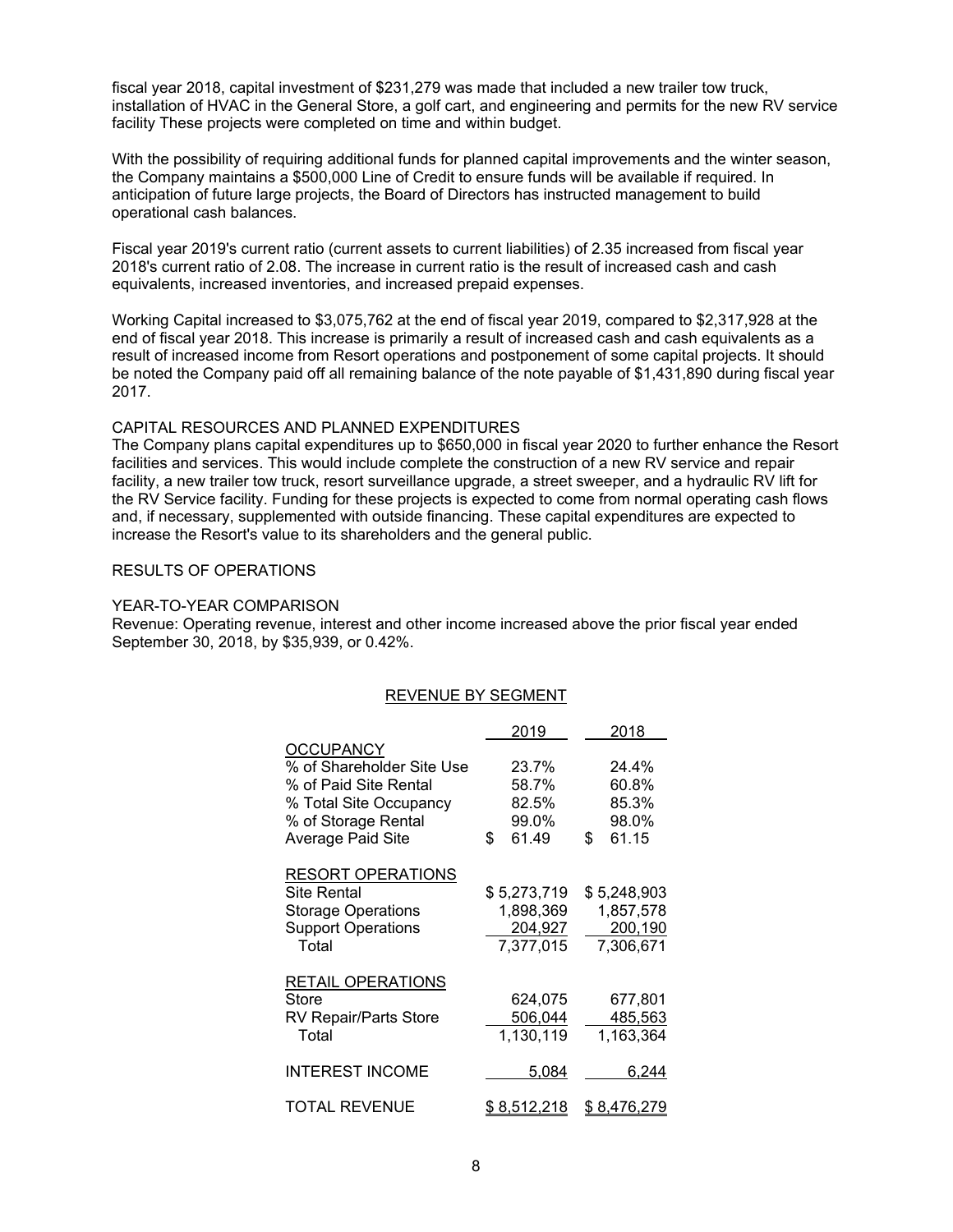fiscal year 2018, capital investment of $231,279 was made that included a new trailer tow truck, installation of HVAC in the General Store, a golf cart, and engineering and permits for the new RV service facility These projects were completed on time and within budget.

With the possibility of requiring additional funds for planned capital improvements and the winter season, the Company maintains a $500,000 Line of Credit to ensure funds will be available if required. In anticipation of future large projects, the Board of Directors has instructed management to build operational cash balances.

Fiscal year 2019's current ratio (current assets to current liabilities) of 2.35 increased from fiscal year 2018's current ratio of 2.08. The increase in current ratio is the result of increased cash and cash equivalents, increased inventories, and increased prepaid expenses.

Working Capital increased to $3,075,762 at the end of fiscal year 2019, compared to $2,317,928 at the end of fiscal year 2018. This increase is primarily a result of increased cash and cash equivalents as a result of increased income from Resort operations and postponement of some capital projects. It should be noted the Company paid off all remaining balance of the note payable of $1,431,890 during fiscal year 2017.

CAPITAL RESOURCES AND PLANNED EXPENDITURES

The Company plans capital expenditures up to $650,000 in fiscal year 2020 to further enhance the Resort facilities and services. This would include complete the construction of a new RV service and repair facility, a new trailer tow truck, resort surveillance upgrade, a street sweeper, and a hydraulic RV lift for the RV Service facility. Funding for these projects is expected to come from normal operating cash flows and, if necessary, supplemented with outside financing. These capital expenditures are expected to increase the Resort's value to its shareholders and the general public.

RESULTS OF OPERATIONS

YEAR-TO-YEAR COMPARISON

Revenue: Operating revenue, interest and other income increased above the prior fiscal year ended September 30, 2018, by $35,939, or 0.42%.

REVENUE BY SEGMENT

| | 2019 | 2018 |
|---|---|---|
| OCCUPANCY | | |
| % of Shareholder Site Use | 23.7% | 24.4% |
| % of Paid Site Rental | 58.7% | 60.8% |
| % Total Site Occupancy | 82.5% | 85.3% |
| % of Storage Rental | 99.0% | 98.0% |
| Average Paid Site | $ 61.49 | $ 61.15 |
| RESORT OPERATIONS | | |
| Site Rental | $ 5,273,719 | $ 5,248,903 |
| Storage Operations | 1,898,369 | 1,857,578 |
| Support Operations | 204,927 | 200,190 |
| Total | 7,377,015 | 7,306,671 |
| RETAIL OPERATIONS | | |
| Store | 624,075 | 677,801 |
| RV Repair/Parts Store | 506,044 | 485,563 |
| Total | 1,130,119 | 1,163,364 |
| INTEREST INCOME | 5,084 | 6,244 |
| TOTAL REVENUE | $ 8,512,218 | $ 8,476,279 |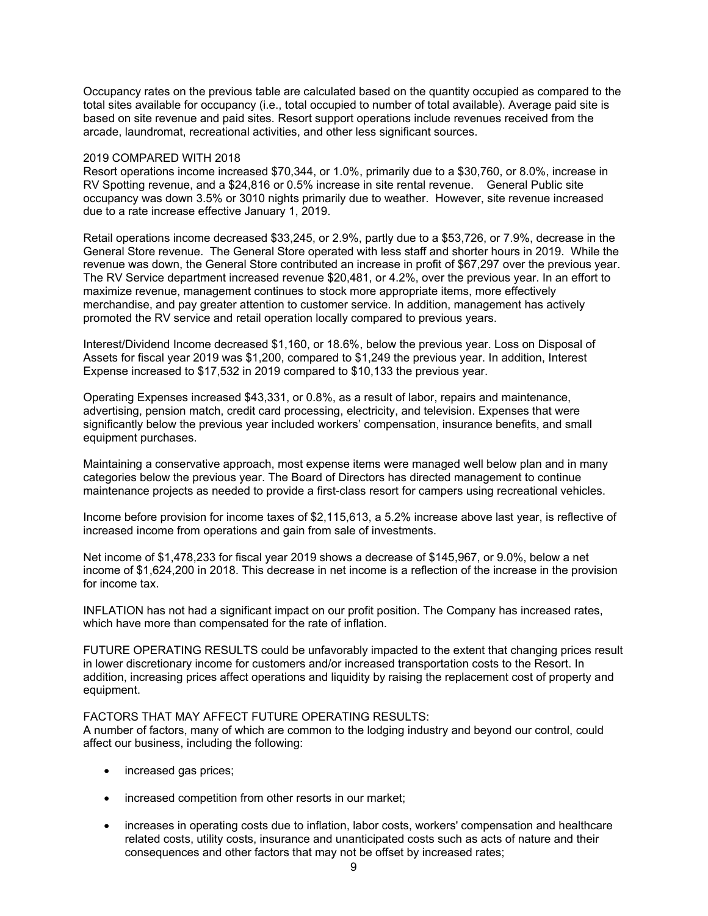Occupancy rates on the previous table are calculated based on the quantity occupied as compared to the total sites available for occupancy (i.e., total occupied to number of total available). Average paid site is based on site revenue and paid sites. Resort support operations include revenues received from the arcade, laundromat, recreational activities, and other less significant sources.

2019 COMPARED WITH 2018

Resort operations income increased $70,344, or 1.0%, primarily due to a $30,760, or 8.0%, increase in RV Spotting revenue, and a $24,816 or 0.5% increase in site rental revenue. General Public site occupancy was down 3.5% or 3010 nights primarily due to weather. However, site revenue increased due to a rate increase effective January 1, 2019.

Retail operations income decreased $33,245, or 2.9%, partly due to a $53,726, or 7.9%, decrease in the General Store revenue. The General Store operated with less staff and shorter hours in 2019. While the revenue was down, the General Store contributed an increase in profit of $67,297 over the previous year. The RV Service department increased revenue $20,481, or 4.2%, over the previous year. In an effort to maximize revenue, management continues to stock more appropriate items, more effectively merchandise, and pay greater attention to customer service. In addition, management has actively promoted the RV service and retail operation locally compared to previous years.

Interest/Dividend Income decreased $1,160, or 18.6%, below the previous year. Loss on Disposal of Assets for fiscal year 2019 was $1,200, compared to $1,249 the previous year. In addition, Interest Expense increased to $17,532 in 2019 compared to $10,133 the previous year.

Operating Expenses increased $43,331, or 0.8%, as a result of labor, repairs and maintenance, advertising, pension match, credit card processing, electricity, and television. Expenses that were significantly below the previous year included workers' compensation, insurance benefits, and small equipment purchases.

Maintaining a conservative approach, most expense items were managed well below plan and in many categories below the previous year. The Board of Directors has directed management to continue maintenance projects as needed to provide a first-class resort for campers using recreational vehicles.

Income before provision for income taxes of $2,115,613, a 5.2% increase above last year, is reflective of increased income from operations and gain from sale of investments.

Net income of $1,478,233 for fiscal year 2019 shows a decrease of $145,967, or 9.0%, below a net income of $1,624,200 in 2018. This decrease in net income is a reflection of the increase in the provision for income tax.

INFLATION has not had a significant impact on our profit position. The Company has increased rates, which have more than compensated for the rate of inflation.

FUTURE OPERATING RESULTS could be unfavorably impacted to the extent that changing prices result in lower discretionary income for customers and/or increased transportation costs to the Resort. In addition, increasing prices affect operations and liquidity by raising the replacement cost of property and equipment.

FACTORS THAT MAY AFFECT FUTURE OPERATING RESULTS:

A number of factors, many of which are common to the lodging industry and beyond our control, could affect our business, including the following:

- increased gas prices;
- increased competition from other resorts in our market;
- increases in operating costs due to inflation, labor costs, workers' compensation and healthcare related costs, utility costs, insurance and unanticipated costs such as acts of nature and their consequences and other factors that may not be offset by increased rates;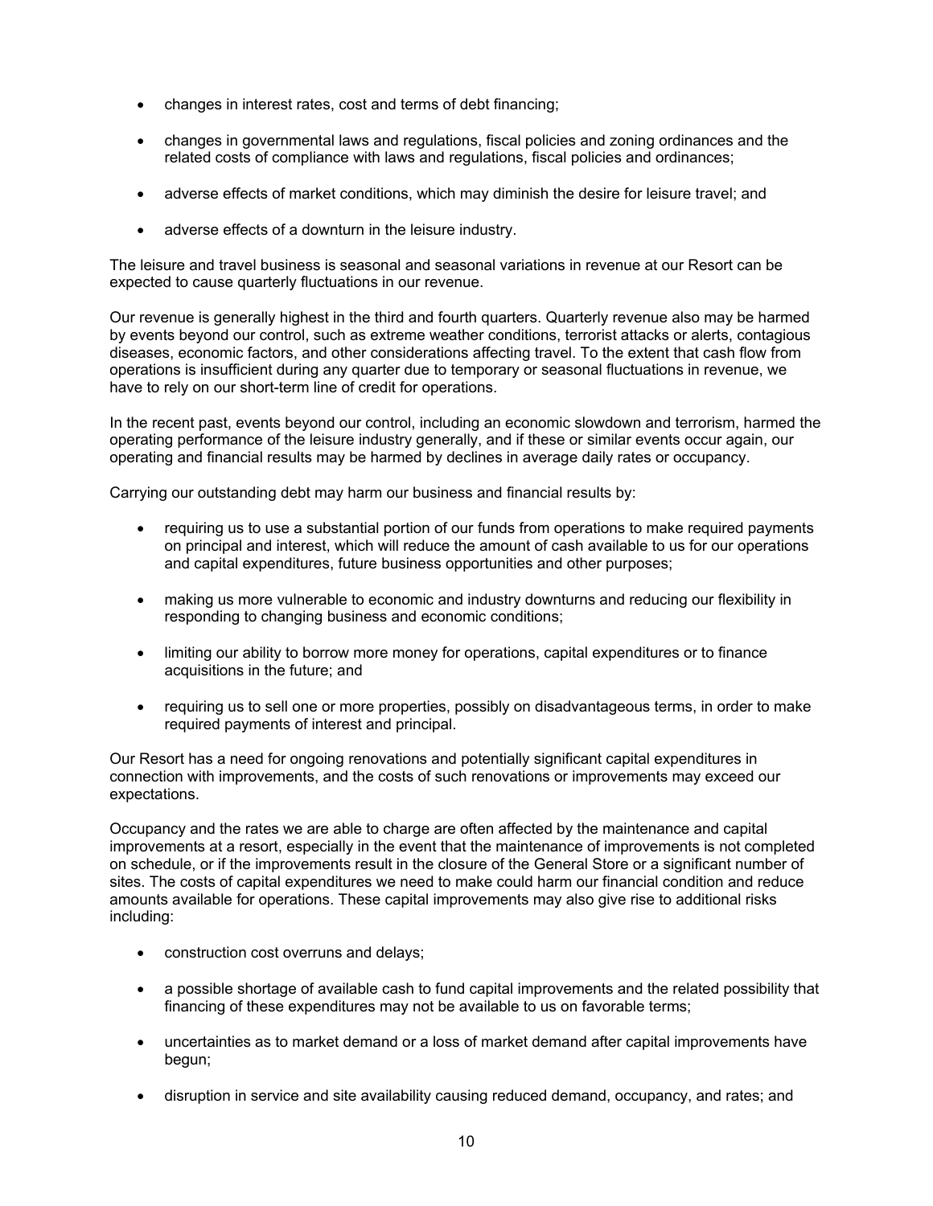- changes in interest rates, cost and terms of debt financing;
- changes in governmental laws and regulations, fiscal policies and zoning ordinances and the related costs of compliance with laws and regulations, fiscal policies and ordinances;
- adverse effects of market conditions, which may diminish the desire for leisure travel; and
- adverse effects of a downturn in the leisure industry.

The leisure and travel business is seasonal and seasonal variations in revenue at our Resort can be expected to cause quarterly fluctuations in our revenue.

Our revenue is generally highest in the third and fourth quarters. Quarterly revenue also may be harmed by events beyond our control, such as extreme weather conditions, terrorist attacks or alerts, contagious diseases, economic factors, and other considerations affecting travel. To the extent that cash flow from operations is insufficient during any quarter due to temporary or seasonal fluctuations in revenue, we have to rely on our short-term line of credit for operations.

In the recent past, events beyond our control, including an economic slowdown and terrorism, harmed the operating performance of the leisure industry generally, and if these or similar events occur again, our operating and financial results may be harmed by declines in average daily rates or occupancy.

Carrying our outstanding debt may harm our business and financial results by:

- requiring us to use a substantial portion of our funds from operations to make required payments on principal and interest, which will reduce the amount of cash available to us for our operations and capital expenditures, future business opportunities and other purposes;
- making us more vulnerable to economic and industry downturns and reducing our flexibility in responding to changing business and economic conditions;
- limiting our ability to borrow more money for operations, capital expenditures or to finance acquisitions in the future; and
- requiring us to sell one or more properties, possibly on disadvantageous terms, in order to make required payments of interest and principal.

Our Resort has a need for ongoing renovations and potentially significant capital expenditures in connection with improvements, and the costs of such renovations or improvements may exceed our expectations.

Occupancy and the rates we are able to charge are often affected by the maintenance and capital improvements at a resort, especially in the event that the maintenance of improvements is not completed on schedule, or if the improvements result in the closure of the General Store or a significant number of sites. The costs of capital expenditures we need to make could harm our financial condition and reduce amounts available for operations. These capital improvements may also give rise to additional risks including:

- construction cost overruns and delays;
- a possible shortage of available cash to fund capital improvements and the related possibility that financing of these expenditures may not be available to us on favorable terms;
- uncertainties as to market demand or a loss of market demand after capital improvements have begun;
- disruption in service and site availability causing reduced demand, occupancy, and rates; and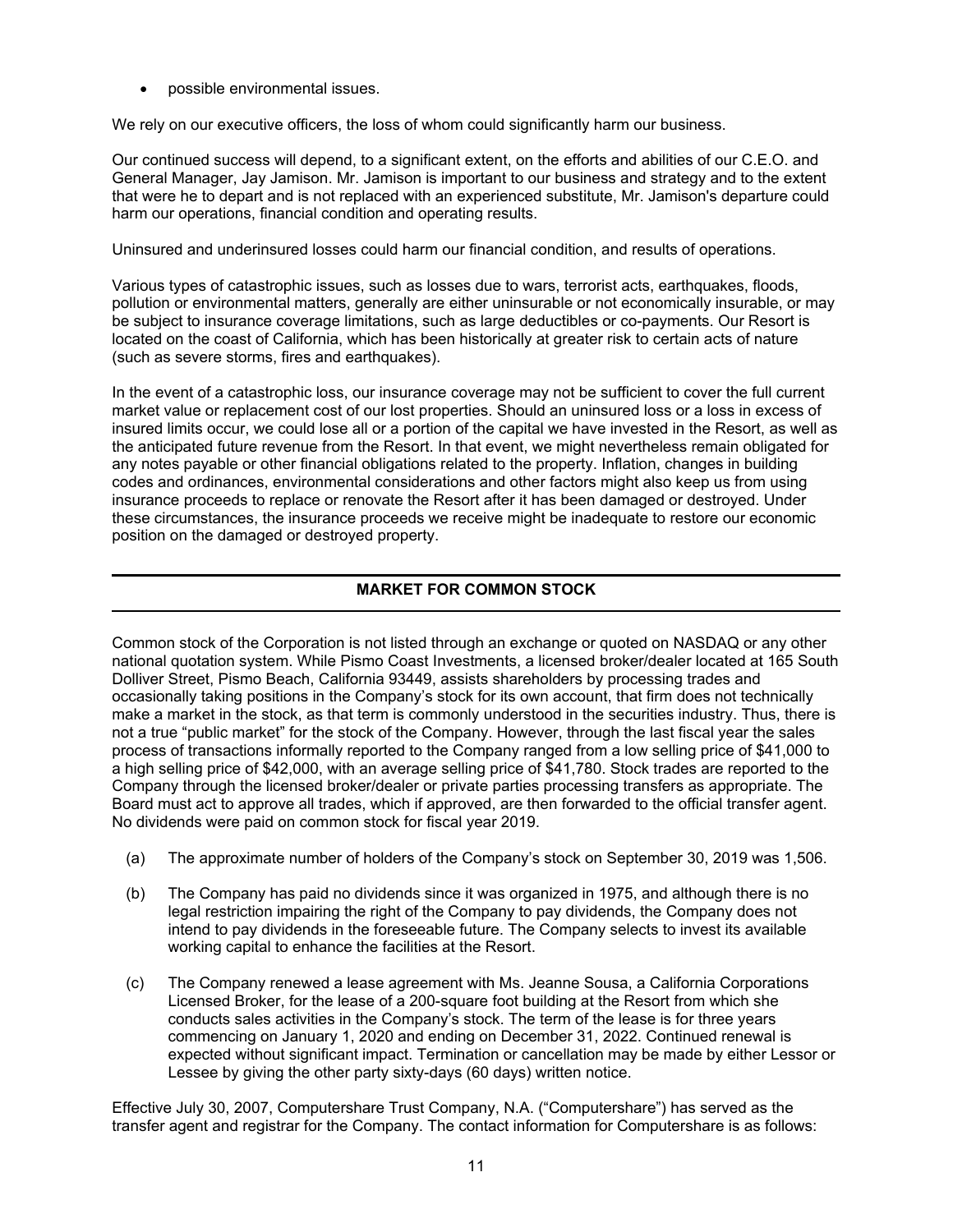- possible environmental issues.

We rely on our executive officers, the loss of whom could significantly harm our business.

Our continued success will depend, to a significant extent, on the efforts and abilities of our C.E.O. and General Manager, Jay Jamison. Mr. Jamison is important to our business and strategy and to the extent that were he to depart and is not replaced with an experienced substitute, Mr. Jamison's departure could harm our operations, financial condition and operating results.

Uninsured and underinsured losses could harm our financial condition, and results of operations.

Various types of catastrophic issues, such as losses due to wars, terrorist acts, earthquakes, floods, pollution or environmental matters, generally are either uninsurable or not economically insurable, or may be subject to insurance coverage limitations, such as large deductibles or co-payments. Our Resort is located on the coast of California, which has been historically at greater risk to certain acts of nature (such as severe storms, fires and earthquakes).

In the event of a catastrophic loss, our insurance coverage may not be sufficient to cover the full current market value or replacement cost of our lost properties. Should an uninsured loss or a loss in excess of insured limits occur, we could lose all or a portion of the capital we have invested in the Resort, as well as the anticipated future revenue from the Resort. In that event, we might nevertheless remain obligated for any notes payable or other financial obligations related to the property. Inflation, changes in building codes and ordinances, environmental considerations and other factors might also keep us from using insurance proceeds to replace or renovate the Resort after it has been damaged or destroyed. Under these circumstances, the insurance proceeds we receive might be inadequate to restore our economic position on the damaged or destroyed property.

## MARKET FOR COMMON STOCK

Common stock of the Corporation is not listed through an exchange or quoted on NASDAQ or any other national quotation system. While Pismo Coast Investments, a licensed broker/dealer located at 165 South Dolliver Street, Pismo Beach, California 93449, assists shareholders by processing trades and occasionally taking positions in the Company's stock for its own account, that firm does not technically make a market in the stock, as that term is commonly understood in the securities industry. Thus, there is not a true "public market" for the stock of the Company. However, through the last fiscal year the sales process of transactions informally reported to the Company ranged from a low selling price of $41,000 to a high selling price of $42,000, with an average selling price of $41,780. Stock trades are reported to the Company through the licensed broker/dealer or private parties processing transfers as appropriate. The Board must act to approve all trades, which if approved, are then forwarded to the official transfer agent. No dividends were paid on common stock for fiscal year 2019.

(a) The approximate number of holders of the Company's stock on September 30, 2019 was 1,506.

(b) The Company has paid no dividends since it was organized in 1975, and although there is no legal restriction impairing the right of the Company to pay dividends, the Company does not intend to pay dividends in the foreseeable future. The Company selects to invest its available working capital to enhance the facilities at the Resort.

(c) The Company renewed a lease agreement with Ms. Jeanne Sousa, a California Corporations Licensed Broker, for the lease of a 200-square foot building at the Resort from which she conducts sales activities in the Company's stock. The term of the lease is for three years commencing on January 1, 2020 and ending on December 31, 2022. Continued renewal is expected without significant impact. Termination or cancellation may be made by either Lessor or Lessee by giving the other party sixty-days (60 days) written notice.

Effective July 30, 2007, Computershare Trust Company, N.A. ("Computershare") has served as the transfer agent and registrar for the Company. The contact information for Computershare is as follows: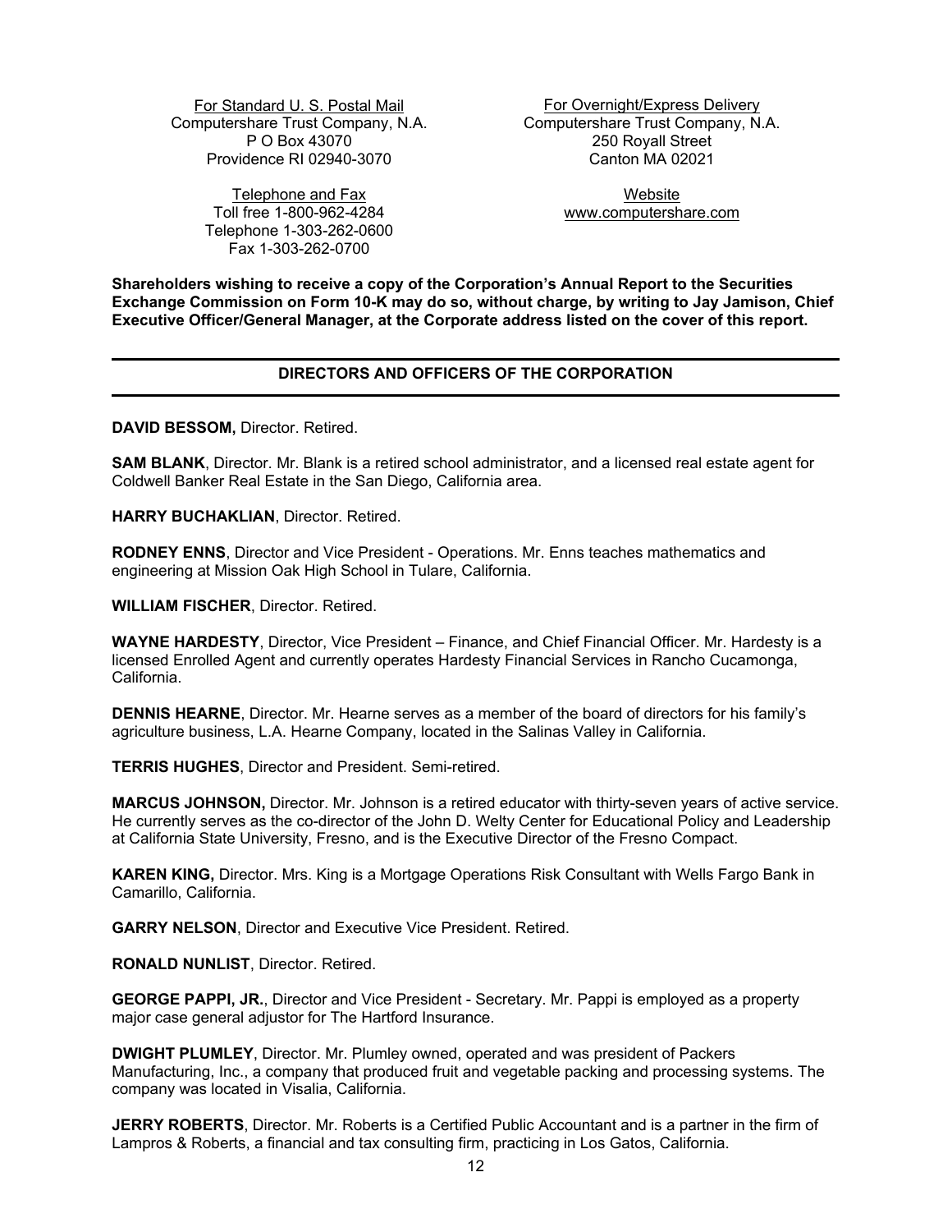For Standard U. S. Postal Mail
Computershare Trust Company, N.A.
P O Box 43070
Providence RI 02940-3070

Telephone and Fax
Toll free 1-800-962-4284
Telephone 1-303-262-0600
Fax 1-303-262-0700

For Overnight/Express Delivery
Computershare Trust Company, N.A.
250 Royall Street
Canton MA 02021

Website
www.computershare.com

**Shareholders wishing to receive a copy of the Corporation's Annual Report to the Securities Exchange Commission on Form 10-K may do so, without charge, by writing to Jay Jamison, Chief Executive Officer/General Manager, at the Corporate address listed on the cover of this report.**

## DIRECTORS AND OFFICERS OF THE CORPORATION

**DAVID BESSOM,** Director. Retired.

**SAM BLANK**, Director. Mr. Blank is a retired school administrator, and a licensed real estate agent for Coldwell Banker Real Estate in the San Diego, California area.

**HARRY BUCHAKLIAN**, Director. Retired.

**RODNEY ENNS**, Director and Vice President - Operations. Mr. Enns teaches mathematics and engineering at Mission Oak High School in Tulare, California.

**WILLIAM FISCHER**, Director. Retired.

**WAYNE HARDESTY**, Director, Vice President – Finance, and Chief Financial Officer. Mr. Hardesty is a licensed Enrolled Agent and currently operates Hardesty Financial Services in Rancho Cucamonga, California.

**DENNIS HEARNE**, Director. Mr. Hearne serves as a member of the board of directors for his family's agriculture business, L.A. Hearne Company, located in the Salinas Valley in California.

**TERRIS HUGHES**, Director and President. Semi-retired.

**MARCUS JOHNSON,** Director. Mr. Johnson is a retired educator with thirty-seven years of active service. He currently serves as the co-director of the John D. Welty Center for Educational Policy and Leadership at California State University, Fresno, and is the Executive Director of the Fresno Compact.

**KAREN KING,** Director. Mrs. King is a Mortgage Operations Risk Consultant with Wells Fargo Bank in Camarillo, California.

**GARRY NELSON**, Director and Executive Vice President. Retired.

**RONALD NUNLIST**, Director. Retired.

**GEORGE PAPPI, JR.**, Director and Vice President - Secretary. Mr. Pappi is employed as a property major case general adjustor for The Hartford Insurance.

**DWIGHT PLUMLEY**, Director. Mr. Plumley owned, operated and was president of Packers Manufacturing, Inc., a company that produced fruit and vegetable packing and processing systems. The company was located in Visalia, California.

**JERRY ROBERTS**, Director. Mr. Roberts is a Certified Public Accountant and is a partner in the firm of Lampros & Roberts, a financial and tax consulting firm, practicing in Los Gatos, California.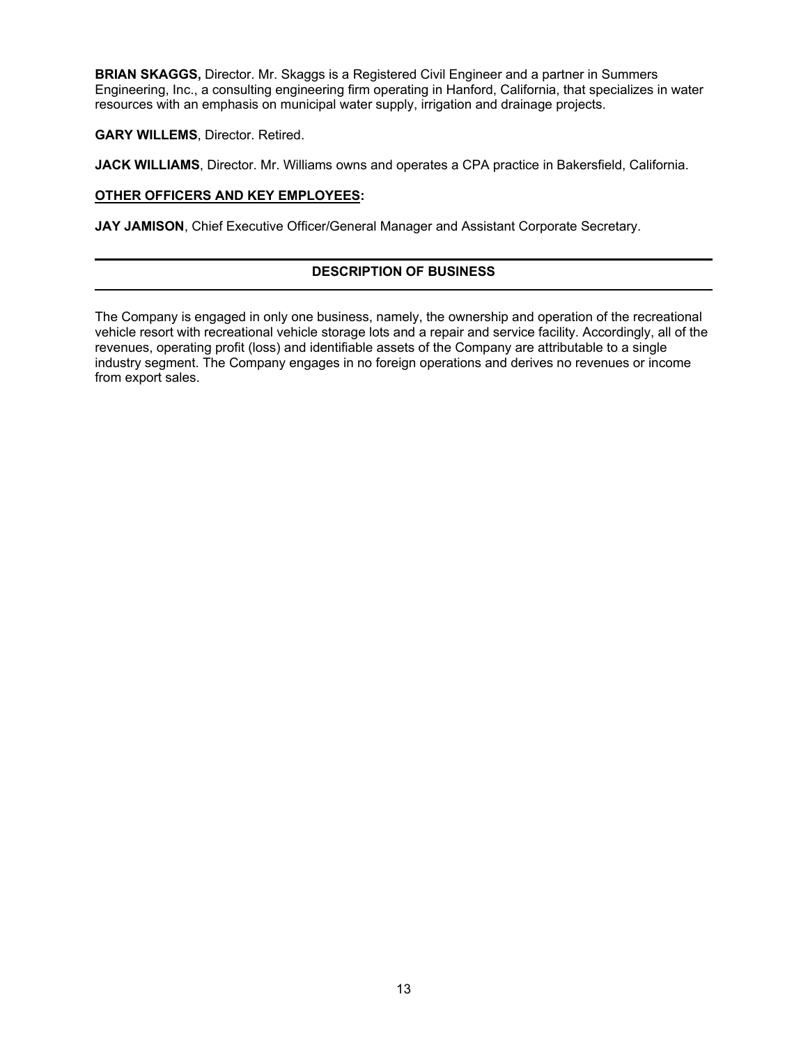**BRIAN SKAGGS,** Director. Mr. Skaggs is a Registered Civil Engineer and a partner in Summers Engineering, Inc., a consulting engineering firm operating in Hanford, California, that specializes in water resources with an emphasis on municipal water supply, irrigation and drainage projects.

**GARY WILLEMS**, Director. Retired.

**JACK WILLIAMS**, Director. Mr. Williams owns and operates a CPA practice in Bakersfield, California.

**OTHER OFFICERS AND KEY EMPLOYEES:**

**JAY JAMISON**, Chief Executive Officer/General Manager and Assistant Corporate Secretary.

## DESCRIPTION OF BUSINESS

The Company is engaged in only one business, namely, the ownership and operation of the recreational vehicle resort with recreational vehicle storage lots and a repair and service facility. Accordingly, all of the revenues, operating profit (loss) and identifiable assets of the Company are attributable to a single industry segment. The Company engages in no foreign operations and derives no revenues or income from export sales.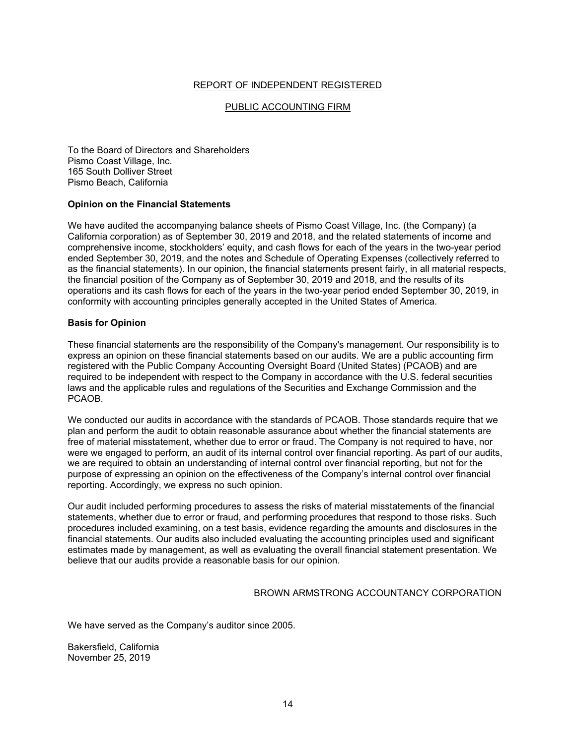# REPORT OF INDEPENDENT REGISTERED

# PUBLIC ACCOUNTING FIRM

To the Board of Directors and Shareholders
Pismo Coast Village, Inc.
165 South Dolliver Street
Pismo Beach, California

**Opinion on the Financial Statements**

We have audited the accompanying balance sheets of Pismo Coast Village, Inc. (the Company) (a California corporation) as of September 30, 2019 and 2018, and the related statements of income and comprehensive income, stockholders' equity, and cash flows for each of the years in the two-year period ended September 30, 2019, and the notes and Schedule of Operating Expenses (collectively referred to as the financial statements). In our opinion, the financial statements present fairly, in all material respects, the financial position of the Company as of September 30, 2019 and 2018, and the results of its operations and its cash flows for each of the years in the two-year period ended September 30, 2019, in conformity with accounting principles generally accepted in the United States of America.

**Basis for Opinion**

These financial statements are the responsibility of the Company's management. Our responsibility is to express an opinion on these financial statements based on our audits. We are a public accounting firm registered with the Public Company Accounting Oversight Board (United States) (PCAOB) and are required to be independent with respect to the Company in accordance with the U.S. federal securities laws and the applicable rules and regulations of the Securities and Exchange Commission and the PCAOB.

We conducted our audits in accordance with the standards of PCAOB. Those standards require that we plan and perform the audit to obtain reasonable assurance about whether the financial statements are free of material misstatement, whether due to error or fraud. The Company is not required to have, nor were we engaged to perform, an audit of its internal control over financial reporting. As part of our audits, we are required to obtain an understanding of internal control over financial reporting, but not for the purpose of expressing an opinion on the effectiveness of the Company's internal control over financial reporting. Accordingly, we express no such opinion.

Our audit included performing procedures to assess the risks of material misstatements of the financial statements, whether due to error or fraud, and performing procedures that respond to those risks. Such procedures included examining, on a test basis, evidence regarding the amounts and disclosures in the financial statements. Our audits also included evaluating the accounting principles used and significant estimates made by management, as well as evaluating the overall financial statement presentation. We believe that our audits provide a reasonable basis for our opinion.

BROWN ARMSTRONG ACCOUNTANCY CORPORATION

We have served as the Company's auditor since 2005.

Bakersfield, California
November 25, 2019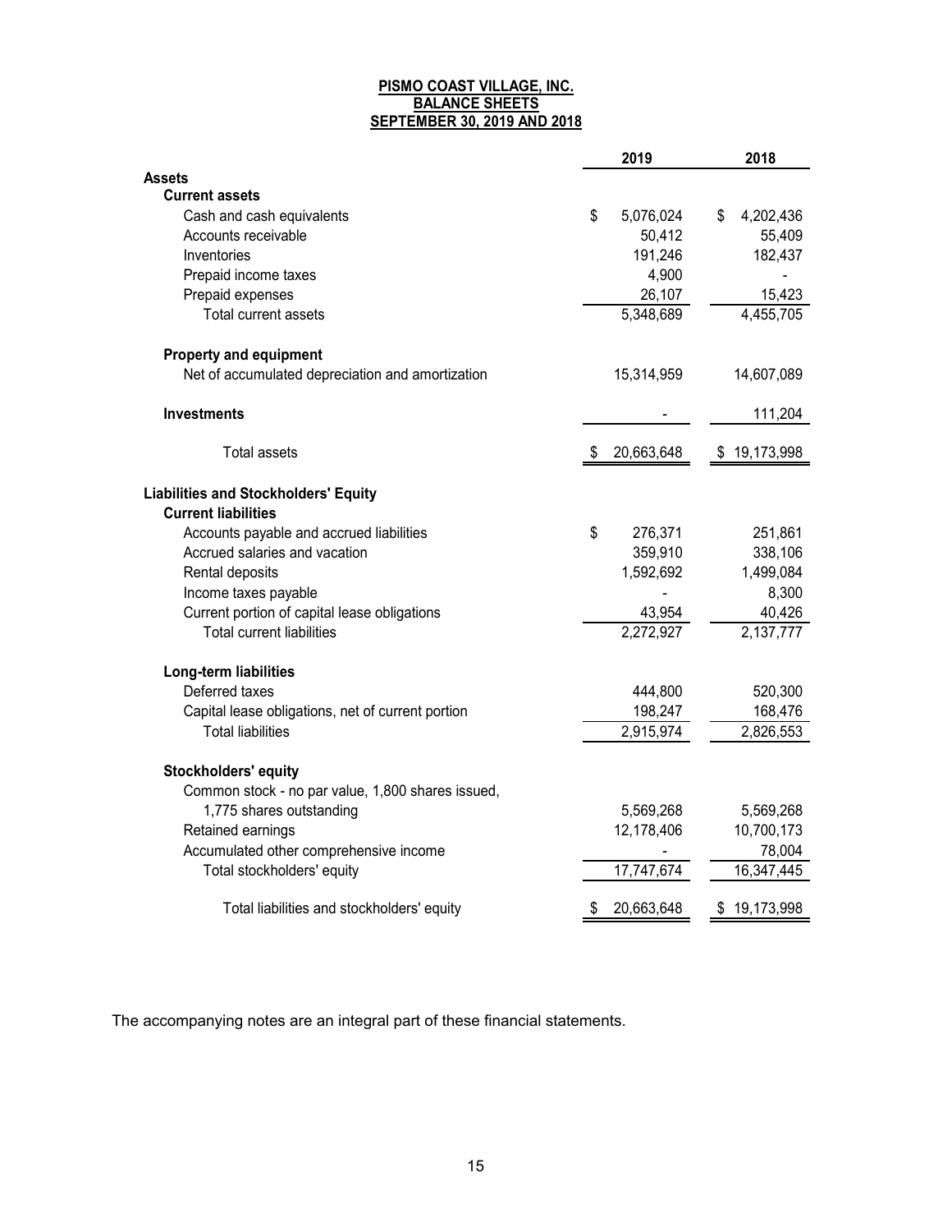**PISMO COAST VILLAGE, INC.**
**BALANCE SHEETS**
**SEPTEMBER 30, 2019 AND 2018**

| | 2019 | 2018 |
|---|---|---|
| **Assets** | | |
| **Current assets** | | |
| Cash and cash equivalents | $ 5,076,024 | $ 4,202,436 |
| Accounts receivable | 50,412 | 55,409 |
| Inventories | 191,246 | 182,437 |
| Prepaid income taxes | 4,900 | - |
| Prepaid expenses | 26,107 | 15,423 |
| Total current assets | 5,348,689 | 4,455,705 |
| **Property and equipment** | | |
| Net of accumulated depreciation and amortization | 15,314,959 | 14,607,089 |
| **Investments** | - | 111,204 |
| Total assets | $ 20,663,648 | $ 19,173,998 |
| **Liabilities and Stockholders' Equity** | | |
| **Current liabilities** | | |
| Accounts payable and accrued liabilities | $ 276,371 | 251,861 |
| Accrued salaries and vacation | 359,910 | 338,106 |
| Rental deposits | 1,592,692 | 1,499,084 |
| Income taxes payable | - | 8,300 |
| Current portion of capital lease obligations | 43,954 | 40,426 |
| Total current liabilities | 2,272,927 | 2,137,777 |
| **Long-term liabilities** | | |
| Deferred taxes | 444,800 | 520,300 |
| Capital lease obligations, net of current portion | 198,247 | 168,476 |
| Total liabilities | 2,915,974 | 2,826,553 |
| **Stockholders' equity** | | |
| Common stock - no par value, 1,800 shares issued, 1,775 shares outstanding | 5,569,268 | 5,569,268 |
| Retained earnings | 12,178,406 | 10,700,173 |
| Accumulated other comprehensive income | - | 78,004 |
| Total stockholders' equity | 17,747,674 | 16,347,445 |
| Total liabilities and stockholders' equity | $ 20,663,648 | $ 19,173,998 |

The accompanying notes are an integral part of these financial statements.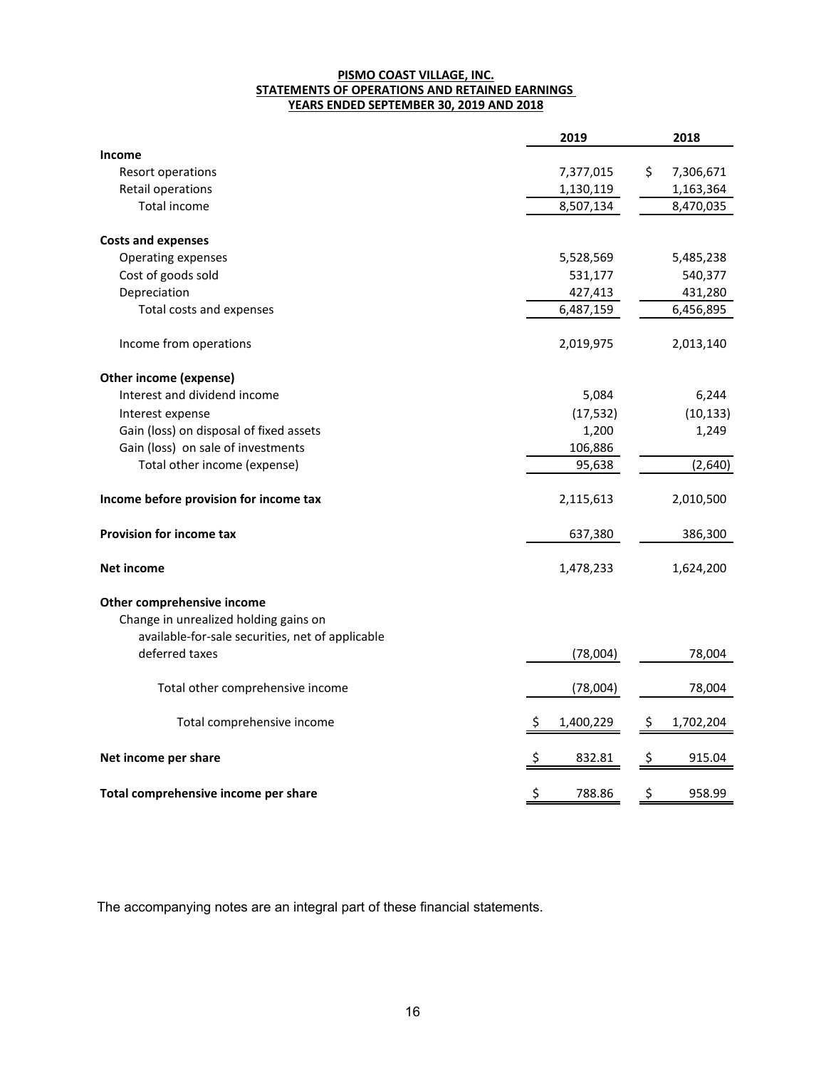**PISMO COAST VILLAGE, INC.**
**STATEMENTS OF OPERATIONS AND RETAINED EARNINGS**
**YEARS ENDED SEPTEMBER 30, 2019 AND 2018**

| | 2019 | 2018 |
|---|---|---|
| **Income** | | |
| Resort operations | 7,377,015 | $ 7,306,671 |
| Retail operations | 1,130,119 | 1,163,364 |
| Total income | 8,507,134 | 8,470,035 |
| **Costs and expenses** | | |
| Operating expenses | 5,528,569 | 5,485,238 |
| Cost of goods sold | 531,177 | 540,377 |
| Depreciation | 427,413 | 431,280 |
| Total costs and expenses | 6,487,159 | 6,456,895 |
| Income from operations | 2,019,975 | 2,013,140 |
| **Other income (expense)** | | |
| Interest and dividend income | 5,084 | 6,244 |
| Interest expense | (17,532) | (10,133) |
| Gain (loss) on disposal of fixed assets | 1,200 | 1,249 |
| Gain (loss) on sale of investments | 106,886 | |
| Total other income (expense) | 95,638 | (2,640) |
| **Income before provision for income tax** | 2,115,613 | 2,010,500 |
| **Provision for income tax** | 637,380 | 386,300 |
| **Net income** | 1,478,233 | 1,624,200 |
| **Other comprehensive income** | | |
| Change in unrealized holding gains on available-for-sale securities, net of applicable deferred taxes | (78,004) | 78,004 |
| Total other comprehensive income | (78,004) | 78,004 |
| Total comprehensive income | $ 1,400,229 | $ 1,702,204 |
| **Net income per share** | $ 832.81 | $ 915.04 |
| **Total comprehensive income per share** | $ 788.86 | $ 958.99 |

The accompanying notes are an integral part of these financial statements.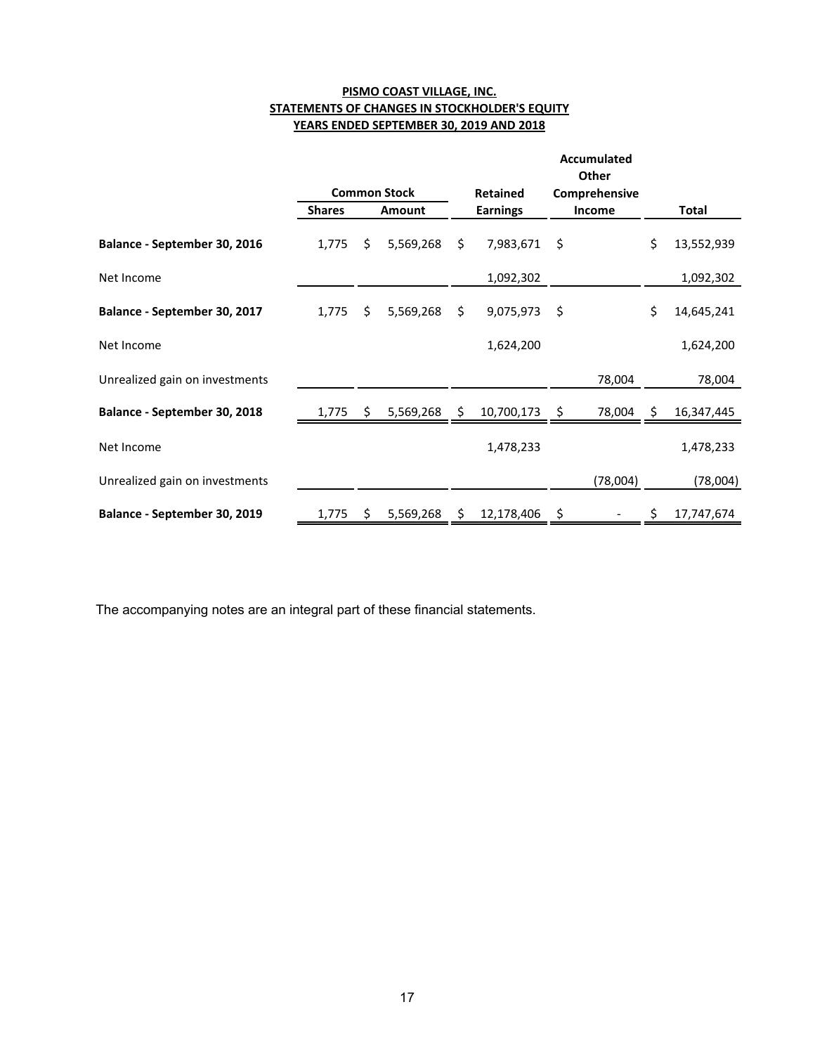**PISMO COAST VILLAGE, INC.**
**STATEMENTS OF CHANGES IN STOCKHOLDER'S EQUITY**
**YEARS ENDED SEPTEMBER 30, 2019 AND 2018**

| | Common Stock | | Retained | Accumulated Other Comprehensive | |
|---|---|---|---|---|---|
| | Shares | Amount | Earnings | Income | Total |
| **Balance - September 30, 2016** | 1,775 | $ 5,569,268 | $ 7,983,671 | $ | $ 13,552,939 |
| Net Income | | | 1,092,302 | | 1,092,302 |
| **Balance - September 30, 2017** | 1,775 | $ 5,569,268 | $ 9,075,973 | $ | $ 14,645,241 |
| Net Income | | | 1,624,200 | | 1,624,200 |
| Unrealized gain on investments | | | | 78,004 | 78,004 |
| **Balance - September 30, 2018** | 1,775 | $ 5,569,268 | $ 10,700,173 | $ 78,004 | $ 16,347,445 |
| Net Income | | | 1,478,233 | | 1,478,233 |
| Unrealized gain on investments | | | | (78,004) | (78,004) |
| **Balance - September 30, 2019** | 1,775 | $ 5,569,268 | $ 12,178,406 | $ - | $ 17,747,674 |

The accompanying notes are an integral part of these financial statements.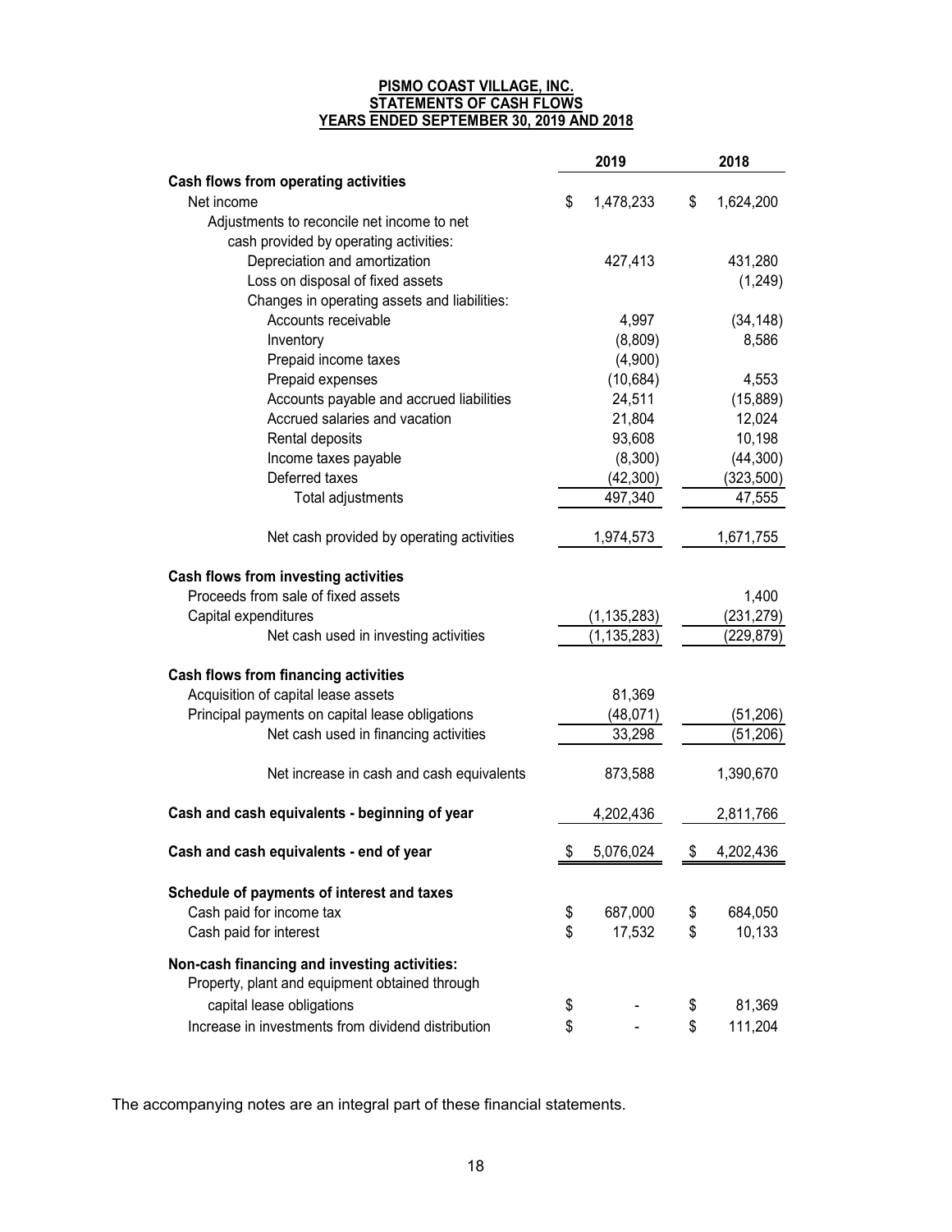**PISMO COAST VILLAGE, INC.**
**STATEMENTS OF CASH FLOWS**
**YEARS ENDED SEPTEMBER 30, 2019 AND 2018**

| | 2019 | 2018 |
|---|---|---|
| **Cash flows from operating activities** | | |
| Net income | $ 1,478,233 | $ 1,624,200 |
| Adjustments to reconcile net income to net cash provided by operating activities: | | |
| Depreciation and amortization | 427,413 | 431,280 |
| Loss on disposal of fixed assets | | (1,249) |
| Changes in operating assets and liabilities: | | |
| Accounts receivable | 4,997 | (34,148) |
| Inventory | (8,809) | 8,586 |
| Prepaid income taxes | (4,900) | |
| Prepaid expenses | (10,684) | 4,553 |
| Accounts payable and accrued liabilities | 24,511 | (15,889) |
| Accrued salaries and vacation | 21,804 | 12,024 |
| Rental deposits | 93,608 | 10,198 |
| Income taxes payable | (8,300) | (44,300) |
| Deferred taxes | (42,300) | (323,500) |
| Total adjustments | 497,340 | 47,555 |
| Net cash provided by operating activities | 1,974,573 | 1,671,755 |
| **Cash flows from investing activities** | | |
| Proceeds from sale of fixed assets | | 1,400 |
| Capital expenditures | (1,135,283) | (231,279) |
| Net cash used in investing activities | (1,135,283) | (229,879) |
| **Cash flows from financing activities** | | |
| Acquisition of capital lease assets | 81,369 | |
| Principal payments on capital lease obligations | (48,071) | (51,206) |
| Net cash used in financing activities | 33,298 | (51,206) |
| Net increase in cash and cash equivalents | 873,588 | 1,390,670 |
| **Cash and cash equivalents - beginning of year** | 4,202,436 | 2,811,766 |
| **Cash and cash equivalents - end of year** | $ 5,076,024 | $ 4,202,436 |
| **Schedule of payments of interest and taxes** | | |
| Cash paid for income tax | $ 687,000 | $ 684,050 |
| Cash paid for interest | $ 17,532 | $ 10,133 |
| **Non-cash financing and investing activities:** | | |
| Property, plant and equipment obtained through capital lease obligations | $ - | $ 81,369 |
| Increase in investments from dividend distribution | $ - | $ 111,204 |

The accompanying notes are an integral part of these financial statements.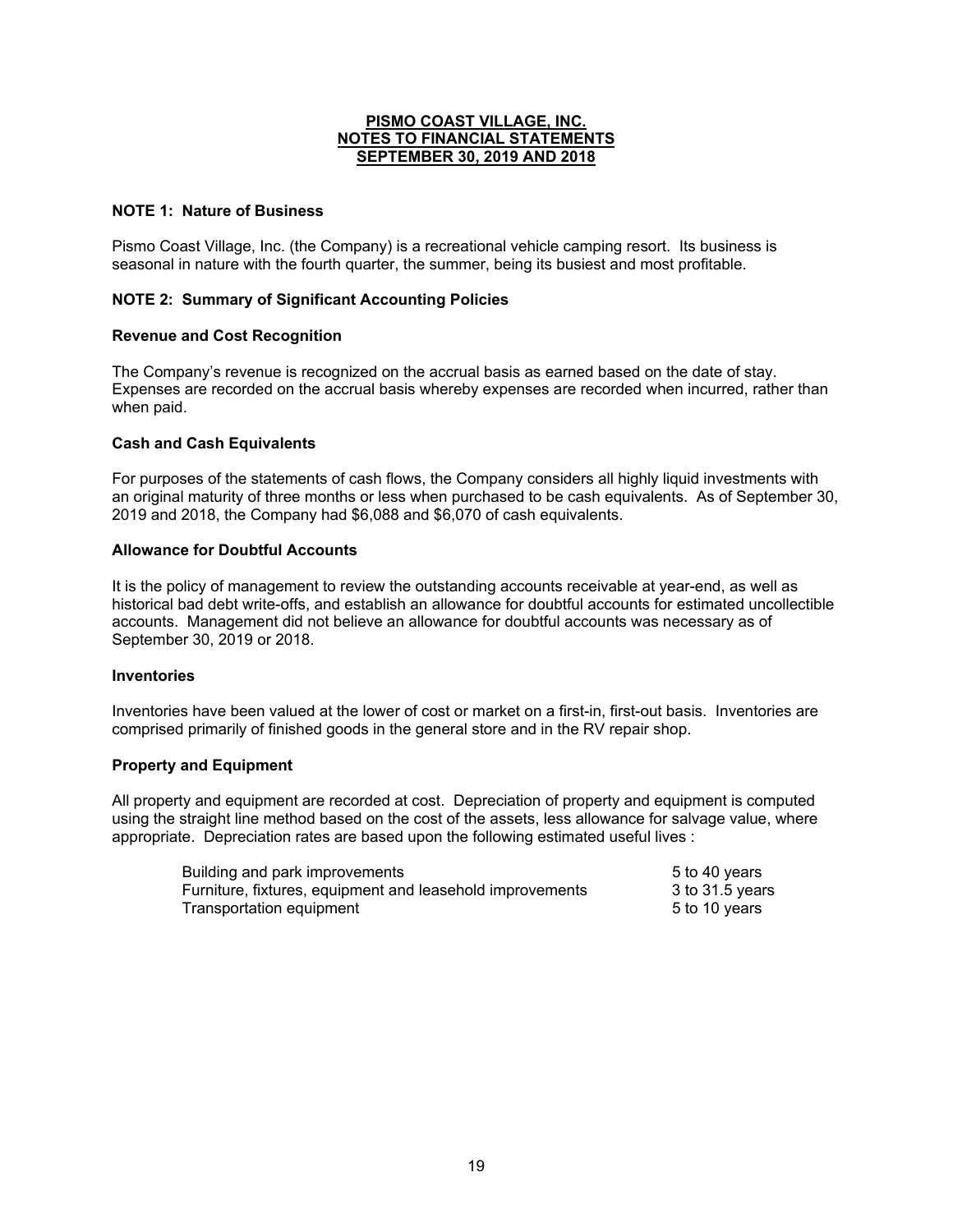**PISMO COAST VILLAGE, INC.**
**NOTES TO FINANCIAL STATEMENTS**
**SEPTEMBER 30, 2019 AND 2018**

## NOTE 1: Nature of Business

Pismo Coast Village, Inc. (the Company) is a recreational vehicle camping resort. Its business is seasonal in nature with the fourth quarter, the summer, being its busiest and most profitable.

## NOTE 2: Summary of Significant Accounting Policies

### Revenue and Cost Recognition

The Company's revenue is recognized on the accrual basis as earned based on the date of stay. Expenses are recorded on the accrual basis whereby expenses are recorded when incurred, rather than when paid.

### Cash and Cash Equivalents

For purposes of the statements of cash flows, the Company considers all highly liquid investments with an original maturity of three months or less when purchased to be cash equivalents. As of September 30, 2019 and 2018, the Company had $6,088 and $6,070 of cash equivalents.

### Allowance for Doubtful Accounts

It is the policy of management to review the outstanding accounts receivable at year-end, as well as historical bad debt write-offs, and establish an allowance for doubtful accounts for estimated uncollectible accounts. Management did not believe an allowance for doubtful accounts was necessary as of September 30, 2019 or 2018.

### Inventories

Inventories have been valued at the lower of cost or market on a first-in, first-out basis. Inventories are comprised primarily of finished goods in the general store and in the RV repair shop.

### Property and Equipment

All property and equipment are recorded at cost. Depreciation of property and equipment is computed using the straight line method based on the cost of the assets, less allowance for salvage value, where appropriate. Depreciation rates are based upon the following estimated useful lives :

| | |
|---|---|
| Building and park improvements | 5 to 40 years |
| Furniture, fixtures, equipment and leasehold improvements | 3 to 31.5 years |
| Transportation equipment | 5 to 10 years |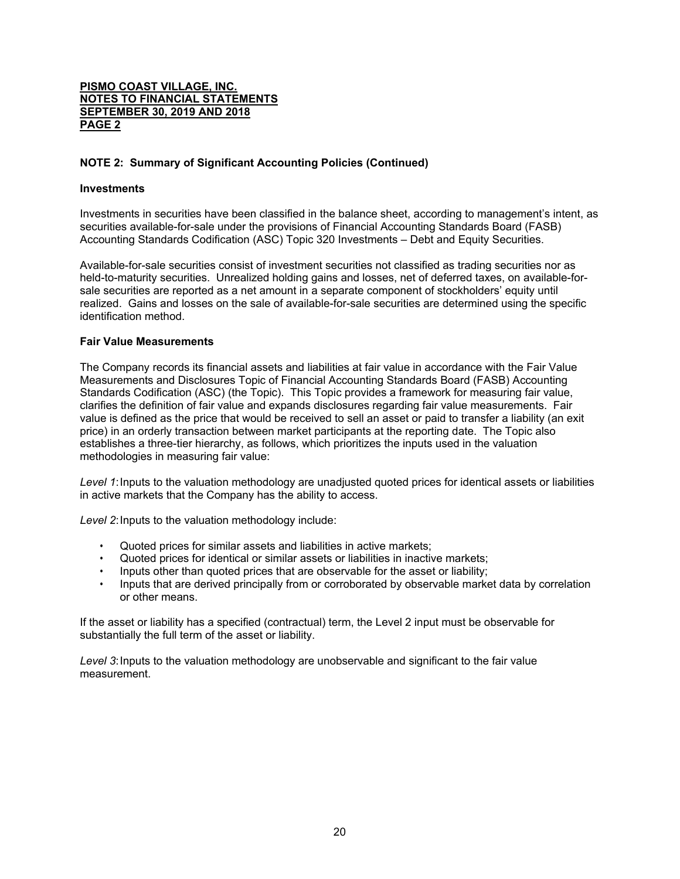**PISMO COAST VILLAGE, INC.**
**NOTES TO FINANCIAL STATEMENTS**
**SEPTEMBER 30, 2019 AND 2018**
**PAGE 2**

**NOTE 2: Summary of Significant Accounting Policies (Continued)**

**Investments**

Investments in securities have been classified in the balance sheet, according to management's intent, as securities available-for-sale under the provisions of Financial Accounting Standards Board (FASB) Accounting Standards Codification (ASC) Topic 320 Investments – Debt and Equity Securities.

Available-for-sale securities consist of investment securities not classified as trading securities nor as held-to-maturity securities. Unrealized holding gains and losses, net of deferred taxes, on available-for-sale securities are reported as a net amount in a separate component of stockholders' equity until realized. Gains and losses on the sale of available-for-sale securities are determined using the specific identification method.

**Fair Value Measurements**

The Company records its financial assets and liabilities at fair value in accordance with the Fair Value Measurements and Disclosures Topic of Financial Accounting Standards Board (FASB) Accounting Standards Codification (ASC) (the Topic). This Topic provides a framework for measuring fair value, clarifies the definition of fair value and expands disclosures regarding fair value measurements. Fair value is defined as the price that would be received to sell an asset or paid to transfer a liability (an exit price) in an orderly transaction between market participants at the reporting date. The Topic also establishes a three-tier hierarchy, as follows, which prioritizes the inputs used in the valuation methodologies in measuring fair value:

*Level 1*: Inputs to the valuation methodology are unadjusted quoted prices for identical assets or liabilities in active markets that the Company has the ability to access.

*Level 2*: Inputs to the valuation methodology include:

- Quoted prices for similar assets and liabilities in active markets;
- Quoted prices for identical or similar assets or liabilities in inactive markets;
- Inputs other than quoted prices that are observable for the asset or liability;
- Inputs that are derived principally from or corroborated by observable market data by correlation or other means.

If the asset or liability has a specified (contractual) term, the Level 2 input must be observable for substantially the full term of the asset or liability.

*Level 3*: Inputs to the valuation methodology are unobservable and significant to the fair value measurement.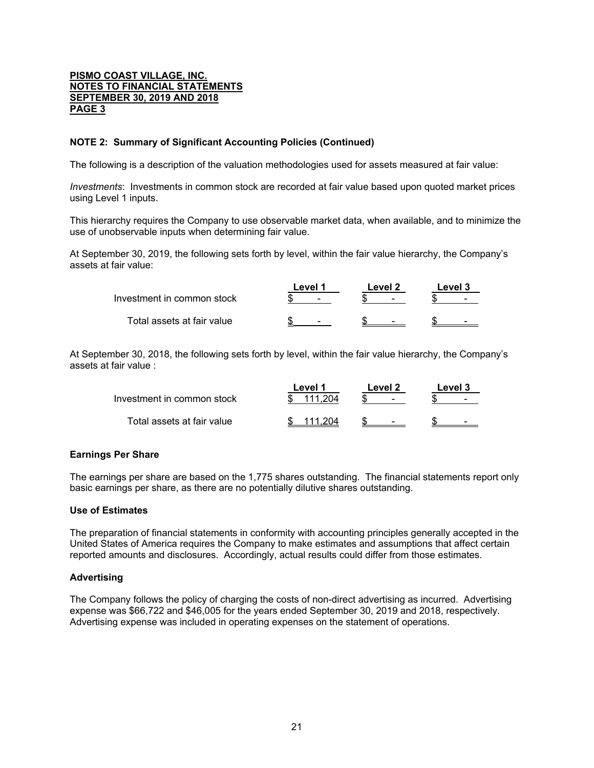**PISMO COAST VILLAGE, INC.**
**NOTES TO FINANCIAL STATEMENTS**
**SEPTEMBER 30, 2019 AND 2018**
**PAGE 3**

### NOTE 2: Summary of Significant Accounting Policies (Continued)

The following is a description of the valuation methodologies used for assets measured at fair value:

*Investments*: Investments in common stock are recorded at fair value based upon quoted market prices using Level 1 inputs.

This hierarchy requires the Company to use observable market data, when available, and to minimize the use of unobservable inputs when determining fair value.

At September 30, 2019, the following sets forth by level, within the fair value hierarchy, the Company's assets at fair value:

| | Level 1 | Level 2 | Level 3 |
|---|---|---|---|
| Investment in common stock | $ - | $ - | $ - |
| Total assets at fair value | $ - | $ - | $ - |

At September 30, 2018, the following sets forth by level, within the fair value hierarchy, the Company's assets at fair value :

| | Level 1 | Level 2 | Level 3 |
|---|---|---|---|
| Investment in common stock | $ 111,204 | $ - | $ - |
| Total assets at fair value | $ 111,204 | $ - | $ - |

### Earnings Per Share

The earnings per share are based on the 1,775 shares outstanding. The financial statements report only basic earnings per share, as there are no potentially dilutive shares outstanding.

### Use of Estimates

The preparation of financial statements in conformity with accounting principles generally accepted in the United States of America requires the Company to make estimates and assumptions that affect certain reported amounts and disclosures. Accordingly, actual results could differ from those estimates.

### Advertising

The Company follows the policy of charging the costs of non-direct advertising as incurred. Advertising expense was $66,722 and $46,005 for the years ended September 30, 2019 and 2018, respectively. Advertising expense was included in operating expenses on the statement of operations.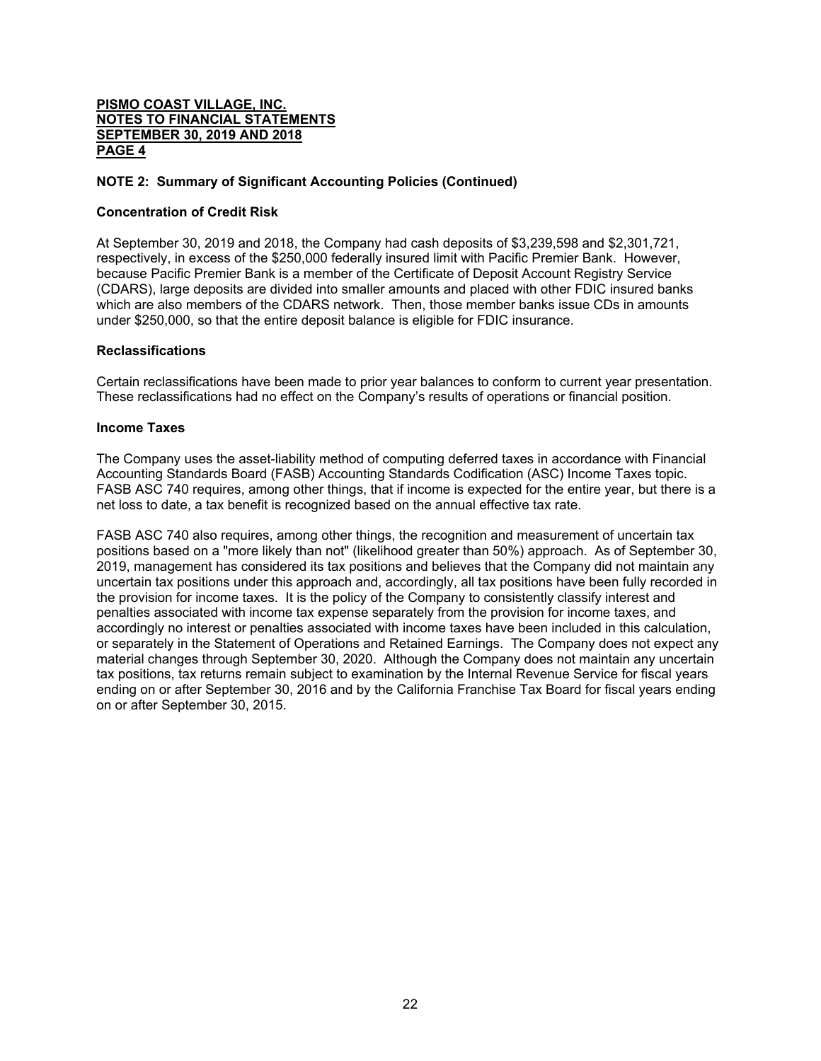**PISMO COAST VILLAGE, INC.**
**NOTES TO FINANCIAL STATEMENTS**
**SEPTEMBER 30, 2019 AND 2018**
**PAGE 4**

## NOTE 2: Summary of Significant Accounting Policies (Continued)

### Concentration of Credit Risk

At September 30, 2019 and 2018, the Company had cash deposits of $3,239,598 and $2,301,721, respectively, in excess of the $250,000 federally insured limit with Pacific Premier Bank. However, because Pacific Premier Bank is a member of the Certificate of Deposit Account Registry Service (CDARS), large deposits are divided into smaller amounts and placed with other FDIC insured banks which are also members of the CDARS network. Then, those member banks issue CDs in amounts under $250,000, so that the entire deposit balance is eligible for FDIC insurance.

### Reclassifications

Certain reclassifications have been made to prior year balances to conform to current year presentation. These reclassifications had no effect on the Company's results of operations or financial position.

### Income Taxes

The Company uses the asset-liability method of computing deferred taxes in accordance with Financial Accounting Standards Board (FASB) Accounting Standards Codification (ASC) Income Taxes topic. FASB ASC 740 requires, among other things, that if income is expected for the entire year, but there is a net loss to date, a tax benefit is recognized based on the annual effective tax rate.

FASB ASC 740 also requires, among other things, the recognition and measurement of uncertain tax positions based on a "more likely than not" (likelihood greater than 50%) approach. As of September 30, 2019, management has considered its tax positions and believes that the Company did not maintain any uncertain tax positions under this approach and, accordingly, all tax positions have been fully recorded in the provision for income taxes. It is the policy of the Company to consistently classify interest and penalties associated with income tax expense separately from the provision for income taxes, and accordingly no interest or penalties associated with income taxes have been included in this calculation, or separately in the Statement of Operations and Retained Earnings. The Company does not expect any material changes through September 30, 2020. Although the Company does not maintain any uncertain tax positions, tax returns remain subject to examination by the Internal Revenue Service for fiscal years ending on or after September 30, 2016 and by the California Franchise Tax Board for fiscal years ending on or after September 30, 2015.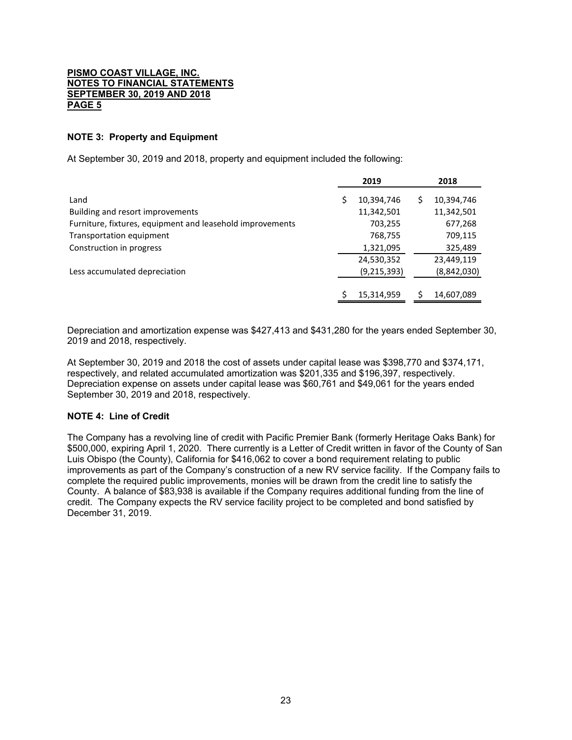**PISMO COAST VILLAGE, INC.**
**NOTES TO FINANCIAL STATEMENTS**
**SEPTEMBER 30, 2019 AND 2018**
**PAGE 5**

### NOTE 3: Property and Equipment

At September 30, 2019 and 2018, property and equipment included the following:

| | 2019 | 2018 |
|---|---|---|
| Land | $ 10,394,746 | $ 10,394,746 |
| Building and resort improvements | 11,342,501 | 11,342,501 |
| Furniture, fixtures, equipment and leasehold improvements | 703,255 | 677,268 |
| Transportation equipment | 768,755 | 709,115 |
| Construction in progress | 1,321,095 | 325,489 |
| | 24,530,352 | 23,449,119 |
| Less accumulated depreciation | (9,215,393) | (8,842,030) |
| | $ 15,314,959 | $ 14,607,089 |

Depreciation and amortization expense was $427,413 and $431,280 for the years ended September 30, 2019 and 2018, respectively.

At September 30, 2019 and 2018 the cost of assets under capital lease was $398,770 and $374,171, respectively, and related accumulated amortization was $201,335 and $196,397, respectively. Depreciation expense on assets under capital lease was $60,761 and $49,061 for the years ended September 30, 2019 and 2018, respectively.

### NOTE 4: Line of Credit

The Company has a revolving line of credit with Pacific Premier Bank (formerly Heritage Oaks Bank) for $500,000, expiring April 1, 2020. There currently is a Letter of Credit written in favor of the County of San Luis Obispo (the County), California for $416,062 to cover a bond requirement relating to public improvements as part of the Company's construction of a new RV service facility. If the Company fails to complete the required public improvements, monies will be drawn from the credit line to satisfy the County. A balance of $83,938 is available if the Company requires additional funding from the line of credit. The Company expects the RV service facility project to be completed and bond satisfied by December 31, 2019.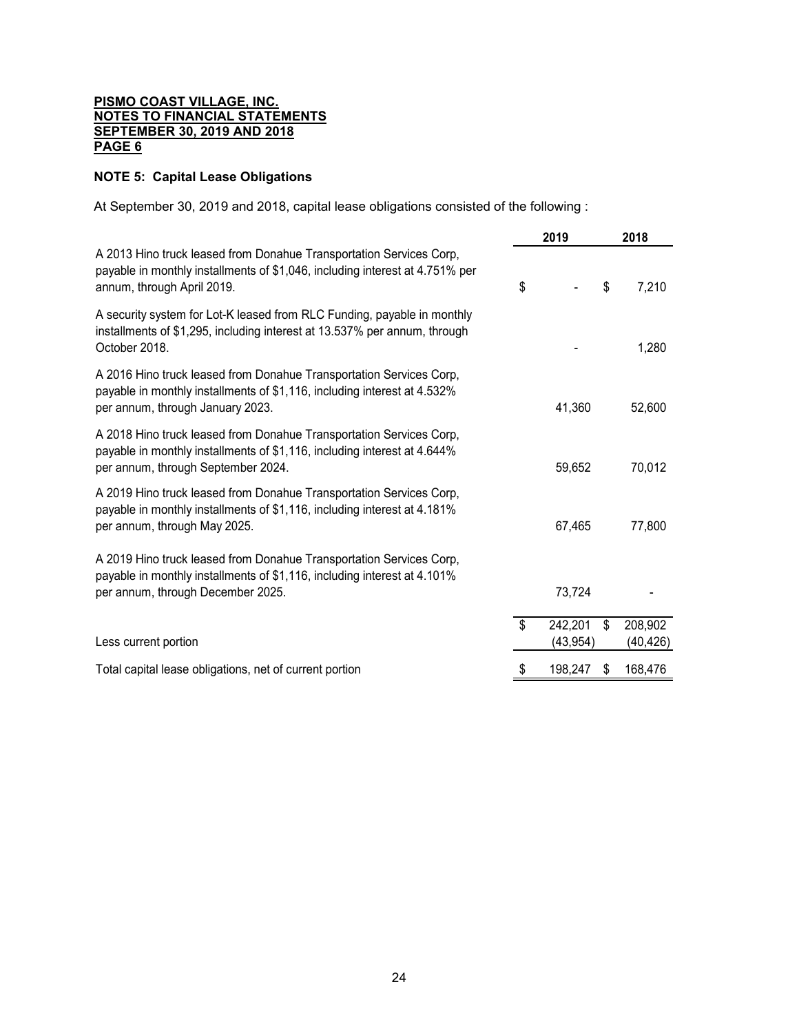**PISMO COAST VILLAGE, INC.**
**NOTES TO FINANCIAL STATEMENTS**
**SEPTEMBER 30, 2019 AND 2018**
**PAGE 6**

### NOTE 5: Capital Lease Obligations

At September 30, 2019 and 2018, capital lease obligations consisted of the following :

| | 2019 | 2018 |
|---|---|---|
| A 2013 Hino truck leased from Donahue Transportation Services Corp, payable in monthly installments of $1,046, including interest at 4.751% per annum, through April 2019. | $ - | $ 7,210 |
| A security system for Lot-K leased from RLC Funding, payable in monthly installments of $1,295, including interest at 13.537% per annum, through October 2018. | - | 1,280 |
| A 2016 Hino truck leased from Donahue Transportation Services Corp, payable in monthly installments of $1,116, including interest at 4.532% per annum, through January 2023. | 41,360 | 52,600 |
| A 2018 Hino truck leased from Donahue Transportation Services Corp, payable in monthly installments of $1,116, including interest at 4.644% per annum, through September 2024. | 59,652 | 70,012 |
| A 2019 Hino truck leased from Donahue Transportation Services Corp, payable in monthly installments of $1,116, including interest at 4.181% per annum, through May 2025. | 67,465 | 77,800 |
| A 2019 Hino truck leased from Donahue Transportation Services Corp, payable in monthly installments of $1,116, including interest at 4.101% per annum, through December 2025. | 73,724 | - |
| | $ 242,201 | $ 208,902 |
| Less current portion | (43,954) | (40,426) |
| Total capital lease obligations, net of current portion | $ 198,247 | $ 168,476 |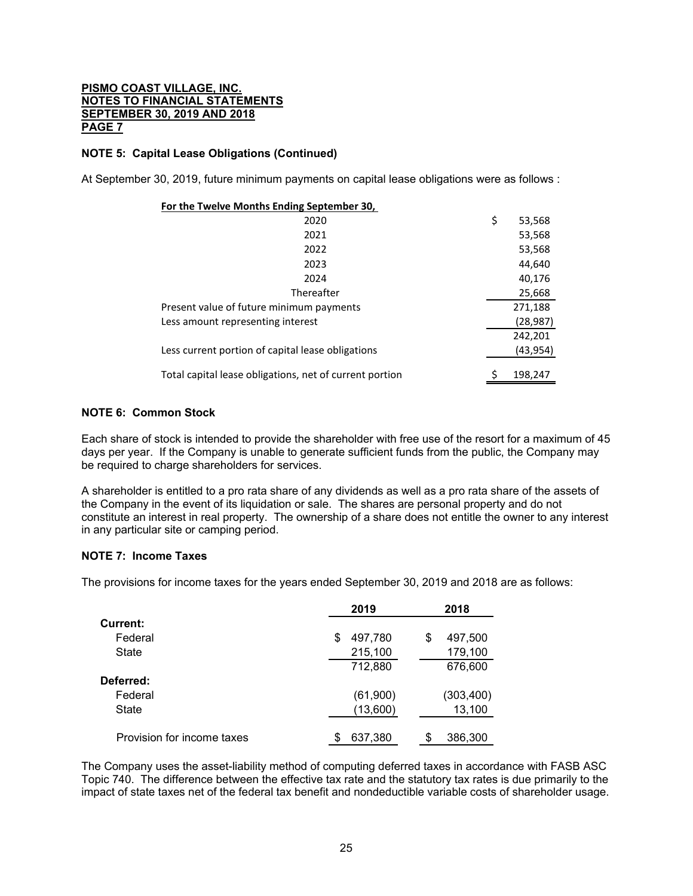**PISMO COAST VILLAGE, INC.**
**NOTES TO FINANCIAL STATEMENTS**
**SEPTEMBER 30, 2019 AND 2018**
**PAGE 7**

**NOTE 5: Capital Lease Obligations (Continued)**

At September 30, 2019, future minimum payments on capital lease obligations were as follows :

| **For the Twelve Months Ending September 30,** | |
|---|---|
| 2020 | $ 53,568 |
| 2021 | 53,568 |
| 2022 | 53,568 |
| 2023 | 44,640 |
| 2024 | 40,176 |
| Thereafter | 25,668 |
| Present value of future minimum payments | 271,188 |
| Less amount representing interest | (28,987) |
| | 242,201 |
| Less current portion of capital lease obligations | (43,954) |
| Total capital lease obligations, net of current portion | $ 198,247 |

**NOTE 6: Common Stock**

Each share of stock is intended to provide the shareholder with free use of the resort for a maximum of 45 days per year. If the Company is unable to generate sufficient funds from the public, the Company may be required to charge shareholders for services.

A shareholder is entitled to a pro rata share of any dividends as well as a pro rata share of the assets of the Company in the event of its liquidation or sale. The shares are personal property and do not constitute an interest in real property. The ownership of a share does not entitle the owner to any interest in any particular site or camping period.

**NOTE 7: Income Taxes**

The provisions for income taxes for the years ended September 30, 2019 and 2018 are as follows:

| | **2019** | **2018** |
|---|---|---|
| **Current:** | | |
| Federal | $ 497,780 | $ 497,500 |
| State | 215,100 | 179,100 |
| | 712,880 | 676,600 |
| **Deferred:** | | |
| Federal | (61,900) | (303,400) |
| State | (13,600) | 13,100 |
| Provision for income taxes | $ 637,380 | $ 386,300 |

The Company uses the asset-liability method of computing deferred taxes in accordance with FASB ASC Topic 740. The difference between the effective tax rate and the statutory tax rates is due primarily to the impact of state taxes net of the federal tax benefit and nondeductible variable costs of shareholder usage.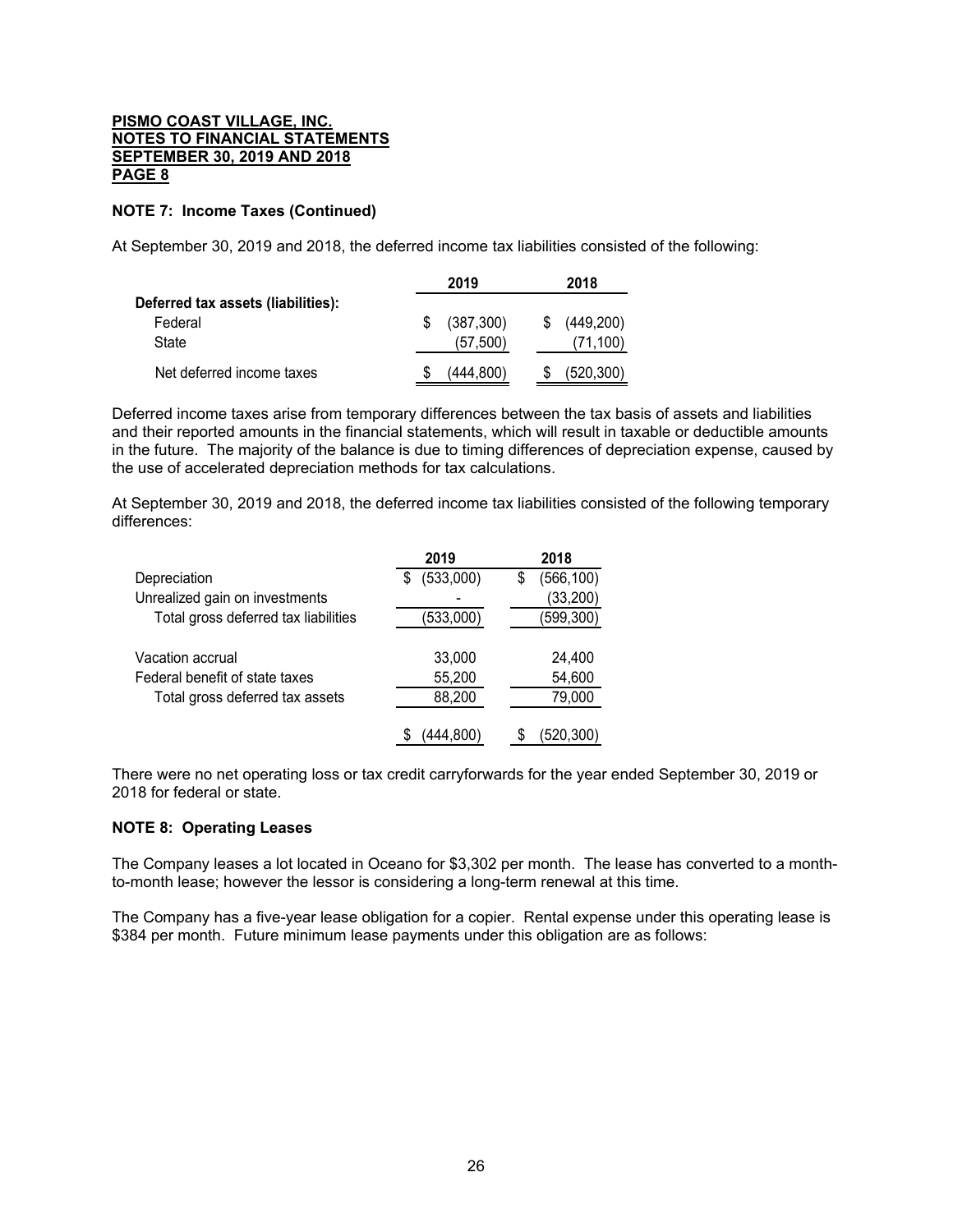**PISMO COAST VILLAGE, INC.**
**NOTES TO FINANCIAL STATEMENTS**
**SEPTEMBER 30, 2019 AND 2018**
**PAGE 8**

**NOTE 7: Income Taxes (Continued)**

At September 30, 2019 and 2018, the deferred income tax liabilities consisted of the following:

| | 2019 | 2018 |
|---|---|---|
| **Deferred tax assets (liabilities):** | | |
| Federal | $ (387,300) | $ (449,200) |
| State | (57,500) | (71,100) |
| Net deferred income taxes | $ (444,800) | $ (520,300) |

Deferred income taxes arise from temporary differences between the tax basis of assets and liabilities and their reported amounts in the financial statements, which will result in taxable or deductible amounts in the future. The majority of the balance is due to timing differences of depreciation expense, caused by the use of accelerated depreciation methods for tax calculations.

At September 30, 2019 and 2018, the deferred income tax liabilities consisted of the following temporary differences:

| | 2019 | 2018 |
|---|---|---|
| Depreciation | $ (533,000) | $ (566,100) |
| Unrealized gain on investments | - | (33,200) |
| Total gross deferred tax liabilities | (533,000) | (599,300) |
| | | |
| Vacation accrual | 33,000 | 24,400 |
| Federal benefit of state taxes | 55,200 | 54,600 |
| Total gross deferred tax assets | 88,200 | 79,000 |
| | | |
| | $ (444,800) | $ (520,300) |

There were no net operating loss or tax credit carryforwards for the year ended September 30, 2019 or 2018 for federal or state.

**NOTE 8: Operating Leases**

The Company leases a lot located in Oceano for $3,302 per month. The lease has converted to a month-to-month lease; however the lessor is considering a long-term renewal at this time.

The Company has a five-year lease obligation for a copier. Rental expense under this operating lease is $384 per month. Future minimum lease payments under this obligation are as follows: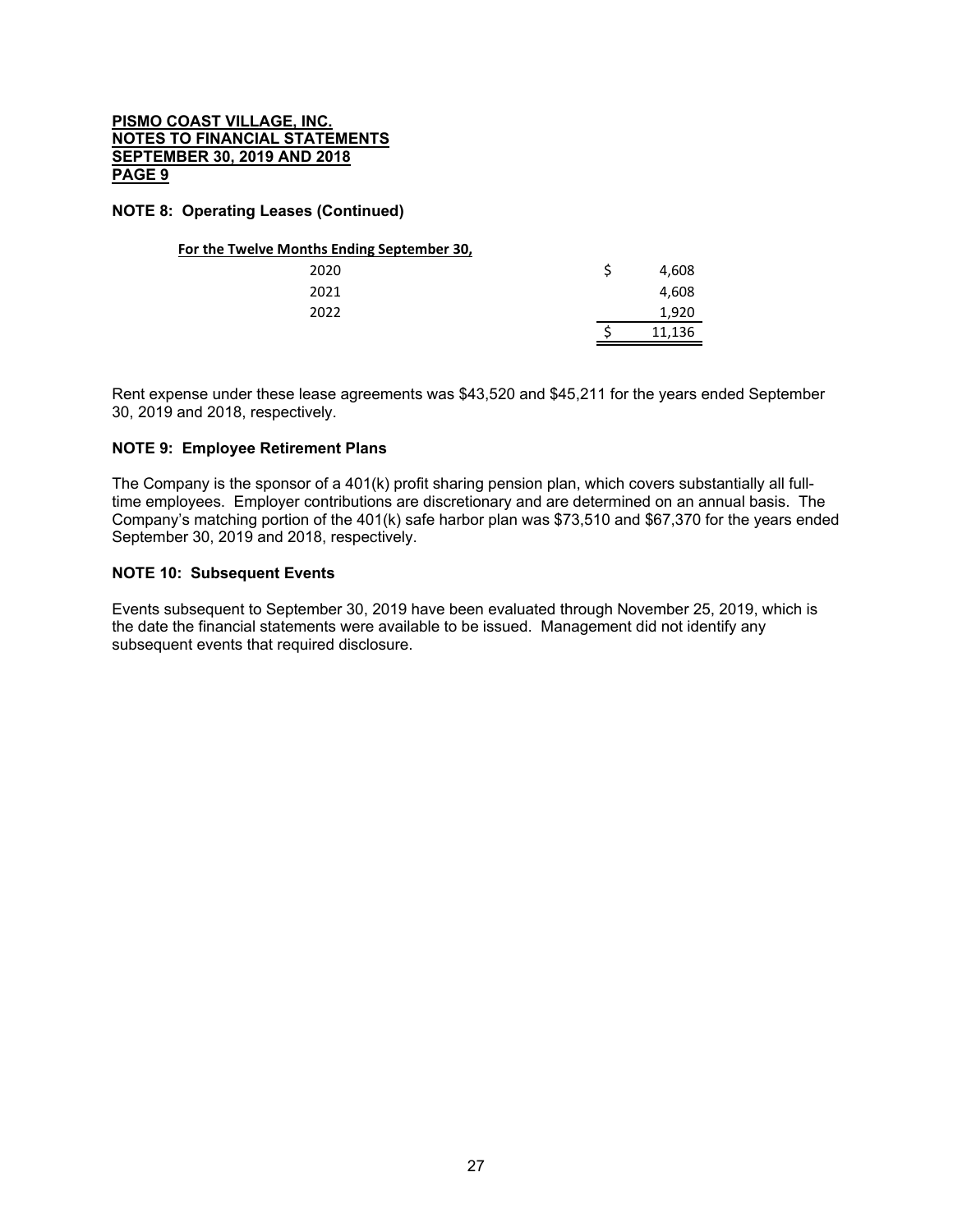**PISMO COAST VILLAGE, INC.**
**NOTES TO FINANCIAL STATEMENTS**
**SEPTEMBER 30, 2019 AND 2018**
**PAGE 9**

**NOTE 8: Operating Leases (Continued)**

| For the Twelve Months Ending September 30, | |
|---|---|
| 2020 | $ 4,608 |
| 2021 | 4,608 |
| 2022 | 1,920 |
| | $ 11,136 |

Rent expense under these lease agreements was $43,520 and $45,211 for the years ended September 30, 2019 and 2018, respectively.

**NOTE 9: Employee Retirement Plans**

The Company is the sponsor of a 401(k) profit sharing pension plan, which covers substantially all full-time employees. Employer contributions are discretionary and are determined on an annual basis. The Company's matching portion of the 401(k) safe harbor plan was $73,510 and $67,370 for the years ended September 30, 2019 and 2018, respectively.

**NOTE 10: Subsequent Events**

Events subsequent to September 30, 2019 have been evaluated through November 25, 2019, which is the date the financial statements were available to be issued. Management did not identify any subsequent events that required disclosure.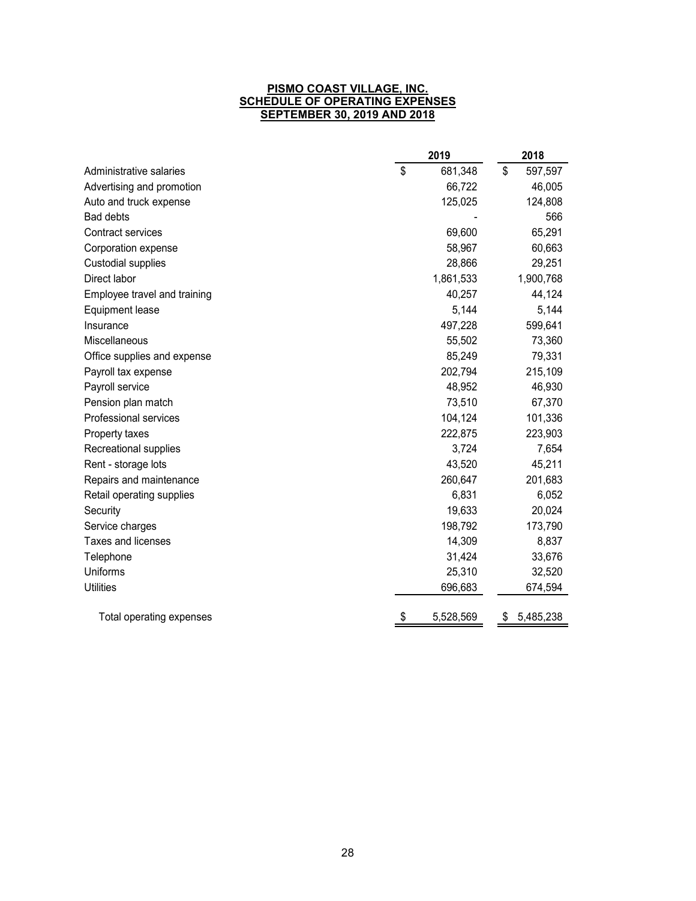# PISMO COAST VILLAGE, INC.
## SCHEDULE OF OPERATING EXPENSES
## SEPTEMBER 30, 2019 AND 2018

| | 2019 | 2018 |
|---|---|---|
| Administrative salaries | $ 681,348 | $ 597,597 |
| Advertising and promotion | 66,722 | 46,005 |
| Auto and truck expense | 125,025 | 124,808 |
| Bad debts | - | 566 |
| Contract services | 69,600 | 65,291 |
| Corporation expense | 58,967 | 60,663 |
| Custodial supplies | 28,866 | 29,251 |
| Direct labor | 1,861,533 | 1,900,768 |
| Employee travel and training | 40,257 | 44,124 |
| Equipment lease | 5,144 | 5,144 |
| Insurance | 497,228 | 599,641 |
| Miscellaneous | 55,502 | 73,360 |
| Office supplies and expense | 85,249 | 79,331 |
| Payroll tax expense | 202,794 | 215,109 |
| Payroll service | 48,952 | 46,930 |
| Pension plan match | 73,510 | 67,370 |
| Professional services | 104,124 | 101,336 |
| Property taxes | 222,875 | 223,903 |
| Recreational supplies | 3,724 | 7,654 |
| Rent - storage lots | 43,520 | 45,211 |
| Repairs and maintenance | 260,647 | 201,683 |
| Retail operating supplies | 6,831 | 6,052 |
| Security | 19,633 | 20,024 |
| Service charges | 198,792 | 173,790 |
| Taxes and licenses | 14,309 | 8,837 |
| Telephone | 31,424 | 33,676 |
| Uniforms | 25,310 | 32,520 |
| Utilities | 696,683 | 674,594 |
| Total operating expenses | $ 5,528,569 | $ 5,485,238 |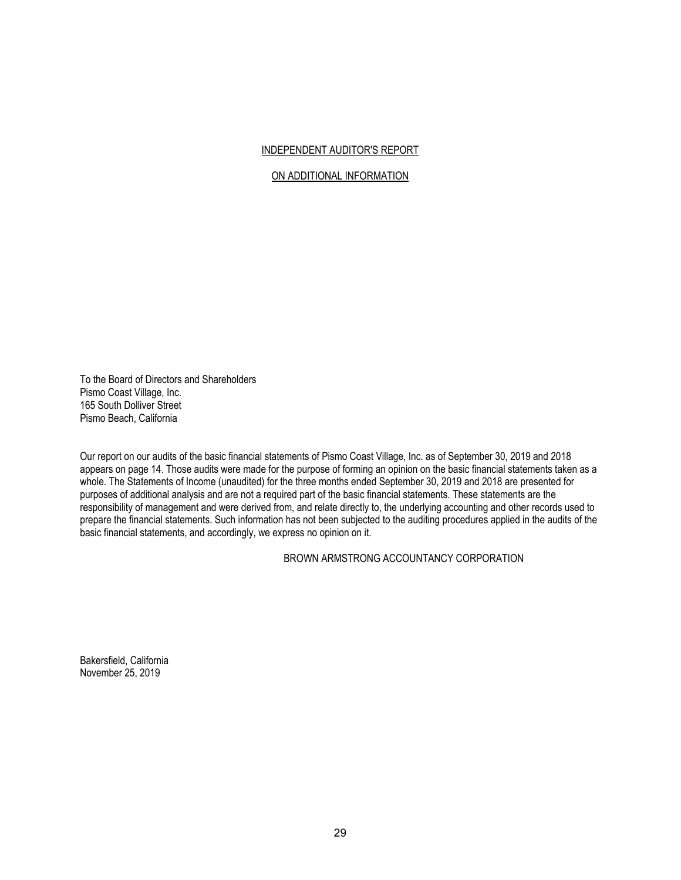# INDEPENDENT AUDITOR'S REPORT

## ON ADDITIONAL INFORMATION

To the Board of Directors and Shareholders
Pismo Coast Village, Inc.
165 South Dolliver Street
Pismo Beach, California

Our report on our audits of the basic financial statements of Pismo Coast Village, Inc. as of September 30, 2019 and 2018 appears on page 14. Those audits were made for the purpose of forming an opinion on the basic financial statements taken as a whole. The Statements of Income (unaudited) for the three months ended September 30, 2019 and 2018 are presented for purposes of additional analysis and are not a required part of the basic financial statements. These statements are the responsibility of management and were derived from, and relate directly to, the underlying accounting and other records used to prepare the financial statements. Such information has not been subjected to the auditing procedures applied in the audits of the basic financial statements, and accordingly, we express no opinion on it.

BROWN ARMSTRONG ACCOUNTANCY CORPORATION

Bakersfield, California
November 25, 2019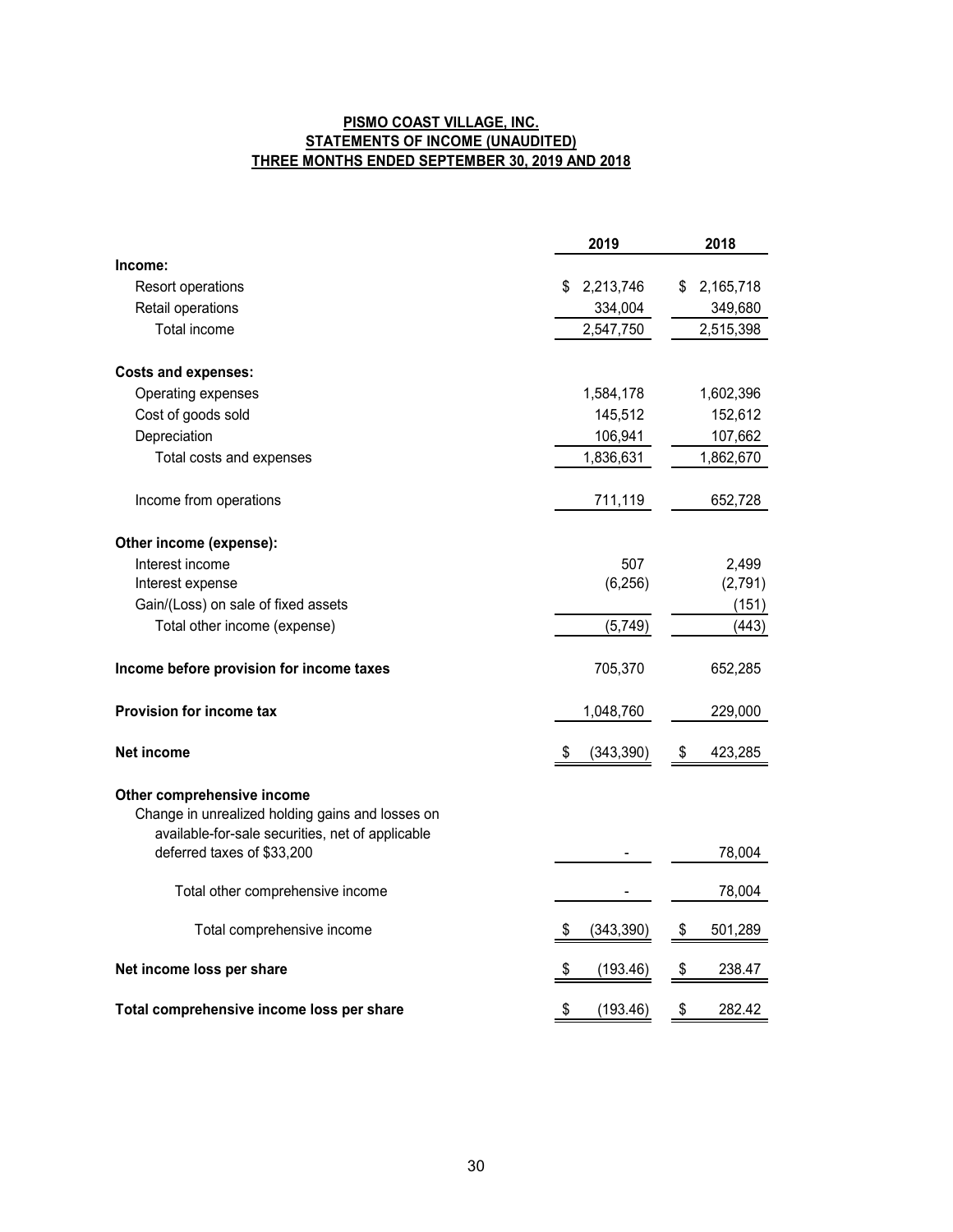**PISMO COAST VILLAGE, INC.**
**STATEMENTS OF INCOME (UNAUDITED)**
**THREE MONTHS ENDED SEPTEMBER 30, 2019 AND 2018**

| | 2019 | 2018 |
|---|---|---|
| **Income:** | | |
| Resort operations | $ 2,213,746 | $ 2,165,718 |
| Retail operations | 334,004 | 349,680 |
| Total income | 2,547,750 | 2,515,398 |
| **Costs and expenses:** | | |
| Operating expenses | 1,584,178 | 1,602,396 |
| Cost of goods sold | 145,512 | 152,612 |
| Depreciation | 106,941 | 107,662 |
| Total costs and expenses | 1,836,631 | 1,862,670 |
| Income from operations | 711,119 | 652,728 |
| **Other income (expense):** | | |
| Interest income | 507 | 2,499 |
| Interest expense | (6,256) | (2,791) |
| Gain/(Loss) on sale of fixed assets | | (151) |
| Total other income (expense) | (5,749) | (443) |
| **Income before provision for income taxes** | 705,370 | 652,285 |
| **Provision for income tax** | 1,048,760 | 229,000 |
| **Net income** | $ (343,390) | $ 423,285 |
| **Other comprehensive income** | | |
| Change in unrealized holding gains and losses on available-for-sale securities, net of applicable deferred taxes of $33,200 | - | 78,004 |
| Total other comprehensive income | - | 78,004 |
| Total comprehensive income | $ (343,390) | $ 501,289 |
| **Net income loss per share** | $ (193.46) | $ 238.47 |
| **Total comprehensive income loss per share** | $ (193.46) | $ 282.42 |